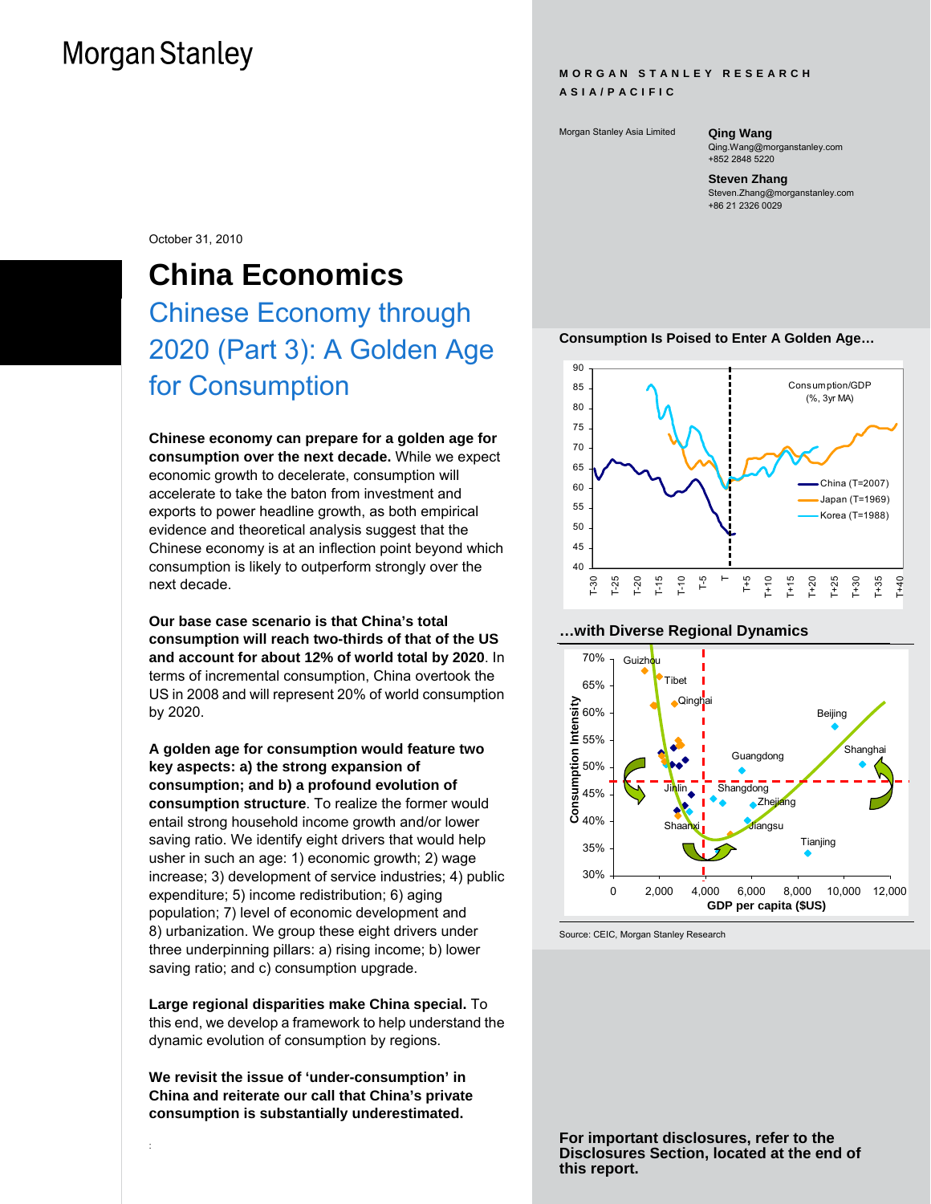# Morgan Stanley

**MORGAN STANLEY RESEARCH**
**ASIA/PACIFIC**

Morgan Stanley Asia Limited

**Qing Wang**
Qing.Wang@morganstanley.com
+852 2848 5220

**Steven Zhang**
Steven.Zhang@morganstanley.com
+86 21 2326 0029

October 31, 2010

# China Economics

## Chinese Economy through 2020 (Part 3): A Golden Age for Consumption

**Chinese economy can prepare for a golden age for consumption over the next decade.** While we expect economic growth to decelerate, consumption will accelerate to take the baton from investment and exports to power headline growth, as both empirical evidence and theoretical analysis suggest that the Chinese economy is at an inflection point beyond which consumption is likely to outperform strongly over the next decade.

**Our base case scenario is that China's total consumption will reach two-thirds of that of the US and account for about 12% of world total by 2020**. In terms of incremental consumption, China overtook the US in 2008 and will represent 20% of world consumption by 2020.

**A golden age for consumption would feature two key aspects: a) the strong expansion of consumption; and b) a profound evolution of consumption structure**. To realize the former would entail strong household income growth and/or lower saving ratio. We identify eight drivers that would help usher in such an age: 1) economic growth; 2) wage increase; 3) development of service industries; 4) public expenditure; 5) income redistribution; 6) aging population; 7) level of economic development and 8) urbanization. We group these eight drivers under three underpinning pillars: a) rising income; b) lower saving ratio; and c) consumption upgrade.

**Large regional disparities make China special.** To this end, we develop a framework to help understand the dynamic evolution of consumption by regions.

**We revisit the issue of 'under-consumption' in China and reiterate our call that China's private consumption is substantially underestimated.**

**Consumption Is Poised to Enter A Golden Age…**

**…with Diverse Regional Dynamics**

Source: CEIC, Morgan Stanley Research

**For important disclosures, refer to the Disclosures Section, located at the end of this report.**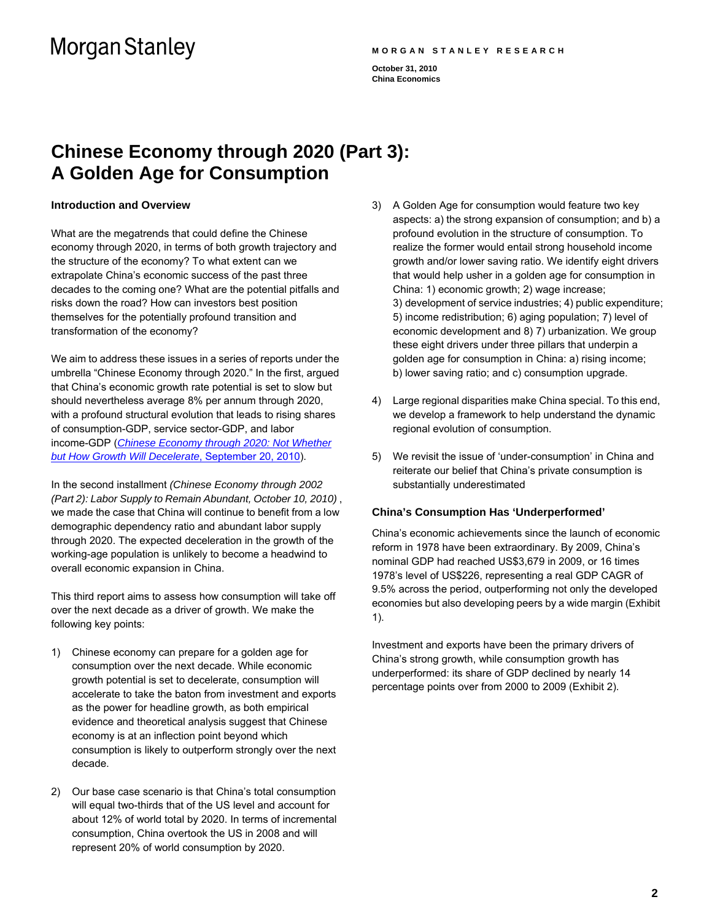# Chinese Economy through 2020 (Part 3): A Golden Age for Consumption

### Introduction and Overview

What are the megatrends that could define the Chinese economy through 2020, in terms of both growth trajectory and the structure of the economy? To what extent can we extrapolate China's economic success of the past three decades to the coming one? What are the potential pitfalls and risks down the road? How can investors best position themselves for the potentially profound transition and transformation of the economy?

We aim to address these issues in a series of reports under the umbrella "Chinese Economy through 2020." In the first, argued that China's economic growth rate potential is set to slow but should nevertheless average 8% per annum through 2020, with a profound structural evolution that leads to rising shares of consumption-GDP, service sector-GDP, and labor income-GDP (*Chinese Economy through 2020: Not Whether but How Growth Will Decelerate*, September 20, 2010).

In the second installment *(Chinese Economy through 2002 (Part 2): Labor Supply to Remain Abundant, October 10, 2010)* , we made the case that China will continue to benefit from a low demographic dependency ratio and abundant labor supply through 2020. The expected deceleration in the growth of the working-age population is unlikely to become a headwind to overall economic expansion in China.

This third report aims to assess how consumption will take off over the next decade as a driver of growth. We make the following key points:

1) Chinese economy can prepare for a golden age for consumption over the next decade. While economic growth potential is set to decelerate, consumption will accelerate to take the baton from investment and exports as the power for headline growth, as both empirical evidence and theoretical analysis suggest that Chinese economy is at an inflection point beyond which consumption is likely to outperform strongly over the next decade.

2) Our base case scenario is that China's total consumption will equal two-thirds that of the US level and account for about 12% of world total by 2020. In terms of incremental consumption, China overtook the US in 2008 and will represent 20% of world consumption by 2020.

3) A Golden Age for consumption would feature two key aspects: a) the strong expansion of consumption; and b) a profound evolution in the structure of consumption. To realize the former would entail strong household income growth and/or lower saving ratio. We identify eight drivers that would help usher in a golden age for consumption in China: 1) economic growth; 2) wage increase; 3) development of service industries; 4) public expenditure; 5) income redistribution; 6) aging population; 7) level of economic development and 8) 7) urbanization. We group these eight drivers under three pillars that underpin a golden age for consumption in China: a) rising income; b) lower saving ratio; and c) consumption upgrade.

4) Large regional disparities make China special. To this end, we develop a framework to help understand the dynamic regional evolution of consumption.

5) We revisit the issue of 'under-consumption' in China and reiterate our belief that China's private consumption is substantially underestimated

### China's Consumption Has 'Underperformed'

China's economic achievements since the launch of economic reform in 1978 have been extraordinary. By 2009, China's nominal GDP had reached US$3,679 in 2009, or 16 times 1978's level of US$226, representing a real GDP CAGR of 9.5% across the period, outperforming not only the developed economies but also developing peers by a wide margin (Exhibit 1).

Investment and exports have been the primary drivers of China's strong growth, while consumption growth has underperformed: its share of GDP declined by nearly 14 percentage points over from 2000 to 2009 (Exhibit 2).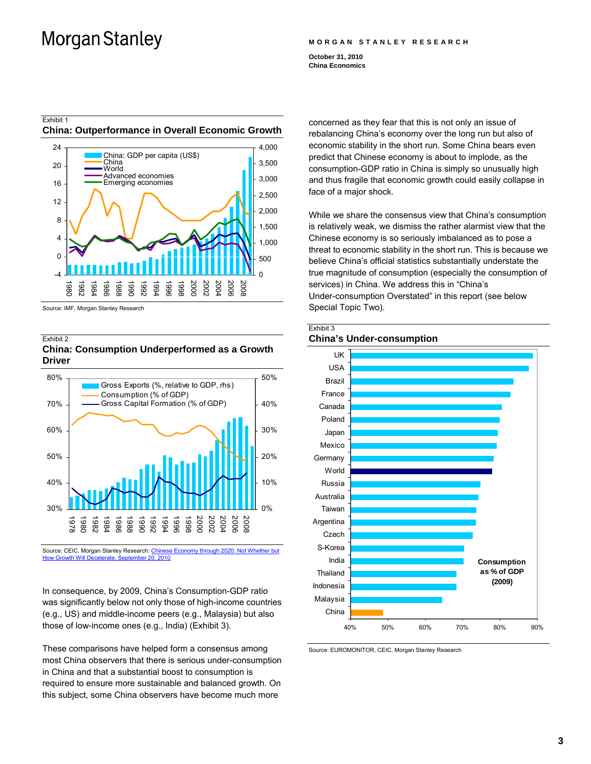Exhibit 1

**China: Outperformance in Overall Economic Growth**

Source: IMF, Morgan Stanley Research

Exhibit 2

**China: Consumption Underperformed as a Growth Driver**

Source: CEIC, Morgan Stanley Research: Chinese Economy through 2020: Not Whether but How Growth Will Decelerate, September 20, 2010

In consequence, by 2009, China's Consumption-GDP ratio was significantly below not only those of high-income countries (e.g., US) and middle-income peers (e.g., Malaysia) but also those of low-income ones (e.g., India) (Exhibit 3).

These comparisons have helped form a consensus among most China observers that there is serious under-consumption in China and that a substantial boost to consumption is required to ensure more sustainable and balanced growth. On this subject, some China observers have become much more concerned as they fear that this is not only an issue of rebalancing China's economy over the long run but also of economic stability in the short run. Some China bears even predict that Chinese economy is about to implode, as the consumption-GDP ratio in China is simply so unusually high and thus fragile that economic growth could easily collapse in face of a major shock.

While we share the consensus view that China's consumption is relatively weak, we dismiss the rather alarmist view that the Chinese economy is so seriously imbalanced as to pose a threat to economic stability in the short run. This is because we believe China's official statistics substantially understate the true magnitude of consumption (especially the consumption of services) in China. We address this in "China's Under-consumption Overstated" in this report (see below Special Topic Two).

Exhibit 3

**China's Under-consumption**

Source: EUROMONITOR, CEIC, Morgan Stanley Research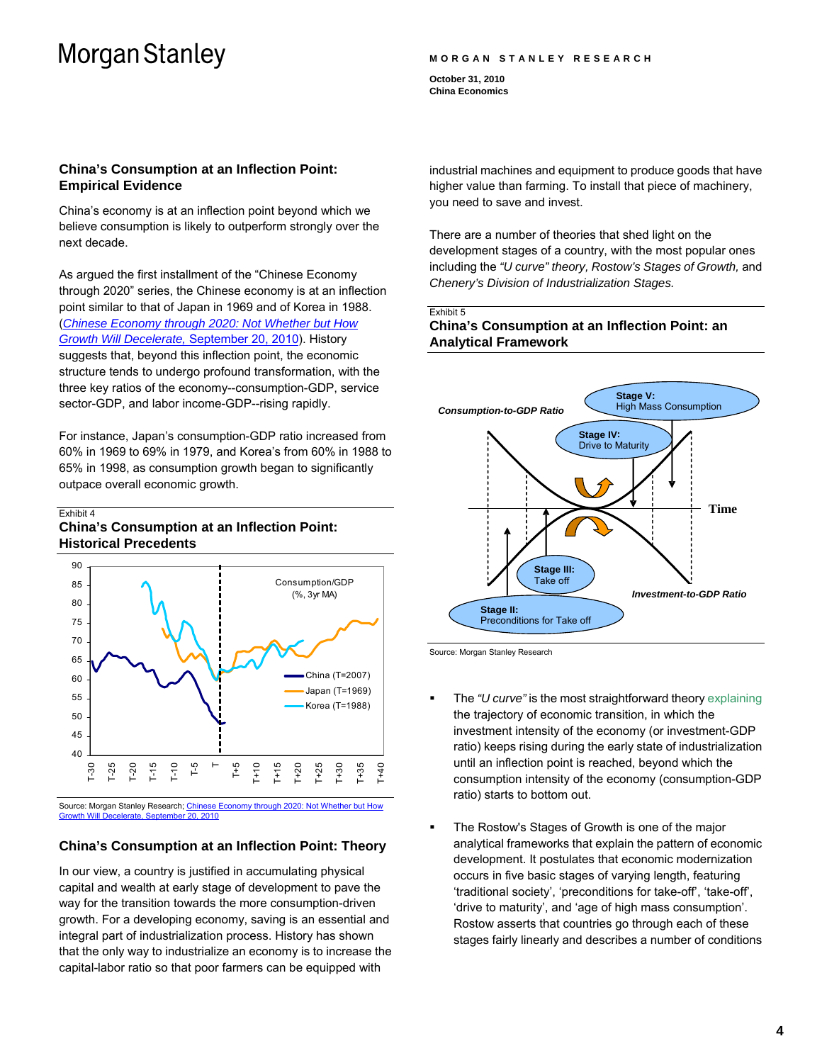## China's Consumption at an Inflection Point: Empirical Evidence

China's economy is at an inflection point beyond which we believe consumption is likely to outperform strongly over the next decade.

As argued the first installment of the "Chinese Economy through 2020" series, the Chinese economy is at an inflection point similar to that of Japan in 1969 and of Korea in 1988. (*Chinese Economy through 2020: Not Whether but How Growth Will Decelerate,* September 20, 2010). History suggests that, beyond this inflection point, the economic structure tends to undergo profound transformation, with the three key ratios of the economy--consumption-GDP, service sector-GDP, and labor income-GDP--rising rapidly.

For instance, Japan's consumption-GDP ratio increased from 60% in 1969 to 69% in 1979, and Korea's from 60% in 1988 to 65% in 1998, as consumption growth began to significantly outpace overall economic growth.

Exhibit 4
**China's Consumption at an Inflection Point: Historical Precedents**

Source: Morgan Stanley Research; Chinese Economy through 2020: Not Whether but How Growth Will Decelerate, September 20, 2010

## China's Consumption at an Inflection Point: Theory

In our view, a country is justified in accumulating physical capital and wealth at early stage of development to pave the way for the transition towards the more consumption-driven growth. For a developing economy, saving is an essential and integral part of industrialization process. History has shown that the only way to industrialize an economy is to increase the capital-labor ratio so that poor farmers can be equipped with industrial machines and equipment to produce goods that have higher value than farming. To install that piece of machinery, you need to save and invest.

There are a number of theories that shed light on the development stages of a country, with the most popular ones including the *"U curve" theory, Rostow's Stages of Growth,* and *Chenery's Division of Industrialization Stages.*

Exhibit 5
**China's Consumption at an Inflection Point: an Analytical Framework**

Source: Morgan Stanley Research

- The *"U curve"* is the most straightforward theory explaining the trajectory of economic transition, in which the investment intensity of the economy (or investment-GDP ratio) keeps rising during the early state of industrialization until an inflection point is reached, beyond which the consumption intensity of the economy (consumption-GDP ratio) starts to bottom out.

- The Rostow's Stages of Growth is one of the major analytical frameworks that explain the pattern of economic development. It postulates that economic modernization occurs in five basic stages of varying length, featuring 'traditional society', 'preconditions for take-off', 'take-off', 'drive to maturity', and 'age of high mass consumption'. Rostow asserts that countries go through each of these stages fairly linearly and describes a number of conditions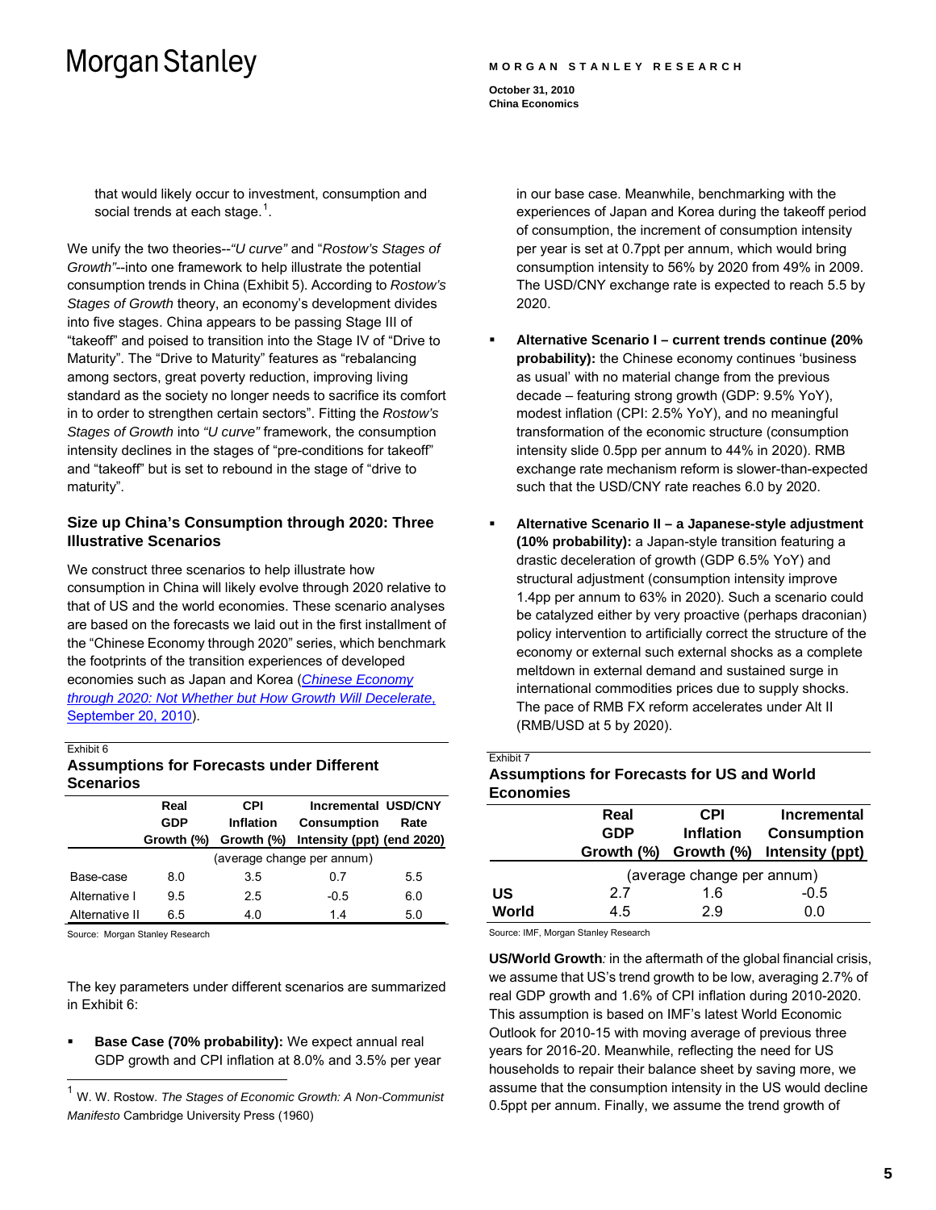that would likely occur to investment, consumption and social trends at each stage.[1].

We unify the two theories--*"U curve"* and "*Rostow's Stages of Growth*"--into one framework to help illustrate the potential consumption trends in China (Exhibit 5). According to *Rostow's Stages of Growth* theory, an economy's development divides into five stages. China appears to be passing Stage III of "takeoff" and poised to transition into the Stage IV of "Drive to Maturity". The "Drive to Maturity" features as "rebalancing among sectors, great poverty reduction, improving living standard as the society no longer needs to sacrifice its comfort in to order to strengthen certain sectors". Fitting the *Rostow's Stages of Growth* into *"U curve"* framework, the consumption intensity declines in the stages of "pre-conditions for takeoff" and "takeoff" but is set to rebound in the stage of "drive to maturity".

## Size up China's Consumption through 2020: Three Illustrative Scenarios

We construct three scenarios to help illustrate how consumption in China will likely evolve through 2020 relative to that of US and the world economies. These scenario analyses are based on the forecasts we laid out in the first installment of the "Chinese Economy through 2020" series, which benchmark the footprints of the transition experiences of developed economies such as Japan and Korea (*Chinese Economy through 2020: Not Whether but How Growth Will Decelerate*, September 20, 2010).

Exhibit 6

**Assumptions for Forecasts under Different Scenarios**

| | Real GDP Growth (%) | CPI Inflation Growth (%) | Incremental Consumption Intensity (ppt) | USD/CNY Rate (end 2020) |
|---|---|---|---|---|
| | (average change per annum) | | | |
| Base-case | 8.0 | 3.5 | 0.7 | 5.5 |
| Alternative I | 9.5 | 2.5 | -0.5 | 6.0 |
| Alternative II | 6.5 | 4.0 | 1.4 | 5.0 |

Source: Morgan Stanley Research

The key parameters under different scenarios are summarized in Exhibit 6:

- **Base Case (70% probability):** We expect annual real GDP growth and CPI inflation at 8.0% and 3.5% per year in our base case. Meanwhile, benchmarking with the experiences of Japan and Korea during the takeoff period of consumption, the increment of consumption intensity per year is set at 0.7ppt per annum, which would bring consumption intensity to 56% by 2020 from 49% in 2009. The USD/CNY exchange rate is expected to reach 5.5 by 2020.

- **Alternative Scenario I – current trends continue (20% probability):** the Chinese economy continues 'business as usual' with no material change from the previous decade – featuring strong growth (GDP: 9.5% YoY), modest inflation (CPI: 2.5% YoY), and no meaningful transformation of the economic structure (consumption intensity slide 0.5pp per annum to 44% in 2020). RMB exchange rate mechanism reform is slower-than-expected such that the USD/CNY rate reaches 6.0 by 2020.

- **Alternative Scenario II – a Japanese-style adjustment (10% probability):** a Japan-style transition featuring a drastic deceleration of growth (GDP 6.5% YoY) and structural adjustment (consumption intensity improve 1.4pp per annum to 63% in 2020). Such a scenario could be catalyzed either by very proactive (perhaps draconian) policy intervention to artificially correct the structure of the economy or external such external shocks as a complete meltdown in external demand and sustained surge in international commodities prices due to supply shocks. The pace of RMB FX reform accelerates under Alt II (RMB/USD at 5 by 2020).

Exhibit 7

**Assumptions for Forecasts for US and World Economies**

| | Real GDP Growth (%) | CPI Inflation Growth (%) | Incremental Consumption Intensity (ppt) |
|---|---|---|---|
| | (average change per annum) | | |
| **US** | 2.7 | 1.6 | -0.5 |
| **World** | 4.5 | 2.9 | 0.0 |

Source: IMF, Morgan Stanley Research

**US/World Growth***:* in the aftermath of the global financial crisis, we assume that US's trend growth to be low, averaging 2.7% of real GDP growth and 1.6% of CPI inflation during 2010-2020. This assumption is based on IMF's latest World Economic Outlook for 2010-15 with moving average of previous three years for 2016-20. Meanwhile, reflecting the need for US households to repair their balance sheet by saving more, we assume that the consumption intensity in the US would decline 0.5ppt per annum. Finally, we assume the trend growth of

[1] W. W. Rostow. *The Stages of Economic Growth: A Non-Communist Manifesto* Cambridge University Press (1960)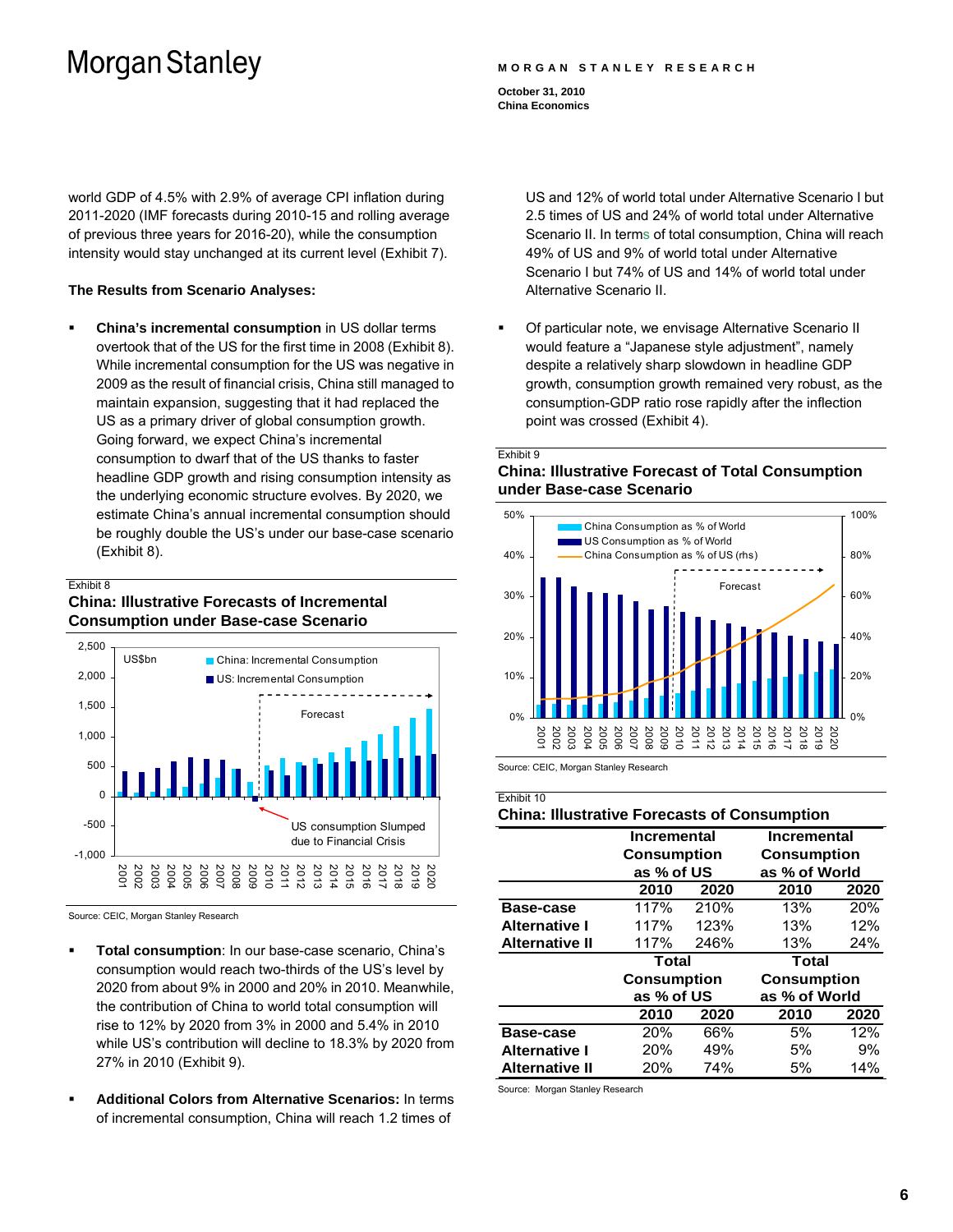world GDP of 4.5% with 2.9% of average CPI inflation during 2011-2020 (IMF forecasts during 2010-15 and rolling average of previous three years for 2016-20), while the consumption intensity would stay unchanged at its current level (Exhibit 7).

**The Results from Scenario Analyses:**

- **China's incremental consumption** in US dollar terms overtook that of the US for the first time in 2008 (Exhibit 8). While incremental consumption for the US was negative in 2009 as the result of financial crisis, China still managed to maintain expansion, suggesting that it had replaced the US as a primary driver of global consumption growth. Going forward, we expect China's incremental consumption to dwarf that of the US thanks to faster headline GDP growth and rising consumption intensity as the underlying economic structure evolves. By 2020, we estimate China's annual incremental consumption should be roughly double the US's under our base-case scenario (Exhibit 8).

Exhibit 8

**China: Illustrative Forecasts of Incremental Consumption under Base-case Scenario**

Source: CEIC, Morgan Stanley Research

- **Total consumption**: In our base-case scenario, China's consumption would reach two-thirds of the US's level by 2020 from about 9% in 2000 and 20% in 2010. Meanwhile, the contribution of China to world total consumption will rise to 12% by 2020 from 3% in 2000 and 5.4% in 2010 while US's contribution will decline to 18.3% by 2020 from 27% in 2010 (Exhibit 9).

- **Additional Colors from Alternative Scenarios:** In terms of incremental consumption, China will reach 1.2 times of US and 12% of world total under Alternative Scenario I but 2.5 times of US and 24% of world total under Alternative Scenario II. In terms of total consumption, China will reach 49% of US and 9% of world total under Alternative Scenario I but 74% of US and 14% of world total under Alternative Scenario II.

- Of particular note, we envisage Alternative Scenario II would feature a "Japanese style adjustment", namely despite a relatively sharp slowdown in headline GDP growth, consumption growth remained very robust, as the consumption-GDP ratio rose rapidly after the inflection point was crossed (Exhibit 4).

Exhibit 9

**China: Illustrative Forecast of Total Consumption under Base-case Scenario**

Source: CEIC, Morgan Stanley Research

Exhibit 10

**China: Illustrative Forecasts of Consumption**

| | Incremental Consumption as % of US | | Incremental Consumption as % of World | |
|---|---|---|---|---|
| | 2010 | 2020 | 2010 | 2020 |
| **Base-case** | 117% | 210% | 13% | 20% |
| **Alternative I** | 117% | 123% | 13% | 12% |
| **Alternative II** | 117% | 246% | 13% | 24% |
| | **Total Consumption as % of US** | | **Total Consumption as % of World** | |
| | 2010 | 2020 | 2010 | 2020 |
| **Base-case** | 20% | 66% | 5% | 12% |
| **Alternative I** | 20% | 49% | 5% | 9% |
| **Alternative II** | 20% | 74% | 5% | 14% |

Source: Morgan Stanley Research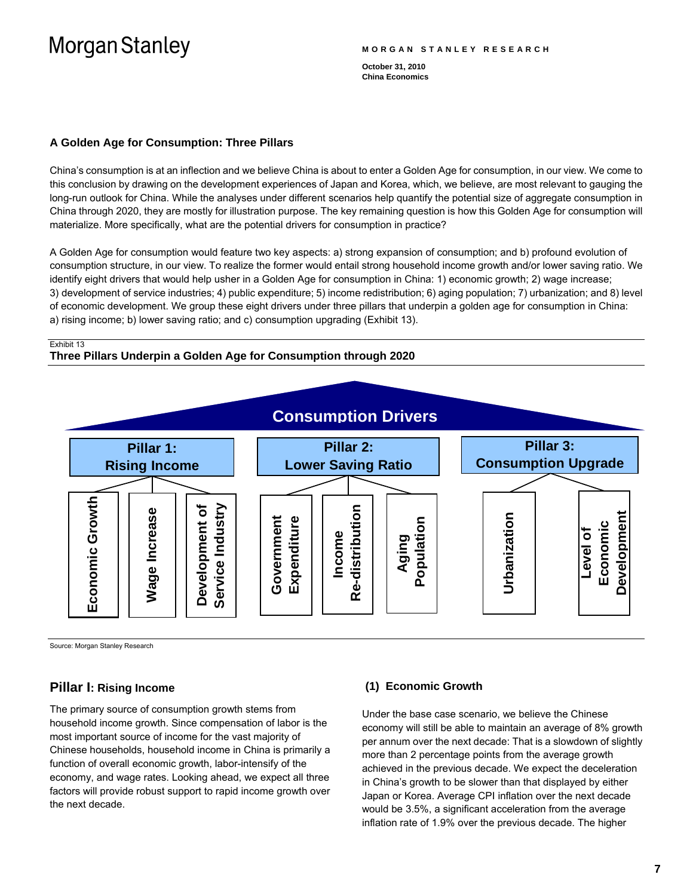## A Golden Age for Consumption: Three Pillars

China's consumption is at an inflection and we believe China is about to enter a Golden Age for consumption, in our view. We come to this conclusion by drawing on the development experiences of Japan and Korea, which, we believe, are most relevant to gauging the long-run outlook for China. While the analyses under different scenarios help quantify the potential size of aggregate consumption in China through 2020, they are mostly for illustration purpose. The key remaining question is how this Golden Age for consumption will materialize. More specifically, what are the potential drivers for consumption in practice?

A Golden Age for consumption would feature two key aspects: a) strong expansion of consumption; and b) profound evolution of consumption structure, in our view. To realize the former would entail strong household income growth and/or lower saving ratio. We identify eight drivers that would help usher in a Golden Age for consumption in China: 1) economic growth; 2) wage increase; 3) development of service industries; 4) public expenditure; 5) income redistribution; 6) aging population; 7) urbanization; and 8) level of economic development. We group these eight drivers under three pillars that underpin a golden age for consumption in China: a) rising income; b) lower saving ratio; and c) consumption upgrading (Exhibit 13).

Exhibit 13

**Three Pillars Underpin a Golden Age for Consumption through 2020**

**Consumption Drivers**

- **Pillar 1: Rising Income**
  - Economic Growth
  - Wage Increase
  - Development of Service Industry
- **Pillar 2: Lower Saving Ratio**
  - Government Expenditure
  - Income Re-distribution
  - Aging Population
- **Pillar 3: Consumption Upgrade**
  - Urbanization
  - Level of Economic Development

Source: Morgan Stanley Research

## Pillar I: Rising Income

The primary source of consumption growth stems from household income growth. Since compensation of labor is the most important source of income for the vast majority of Chinese households, household income in China is primarily a function of overall economic growth, labor-intensify of the economy, and wage rates. Looking ahead, we expect all three factors will provide robust support to rapid income growth over the next decade.

### (1) Economic Growth

Under the base case scenario, we believe the Chinese economy will still be able to maintain an average of 8% growth per annum over the next decade: That is a slowdown of slightly more than 2 percentage points from the average growth achieved in the previous decade. We expect the deceleration in China's growth to be slower than that displayed by either Japan or Korea. Average CPI inflation over the next decade would be 3.5%, a significant acceleration from the average inflation rate of 1.9% over the previous decade. The higher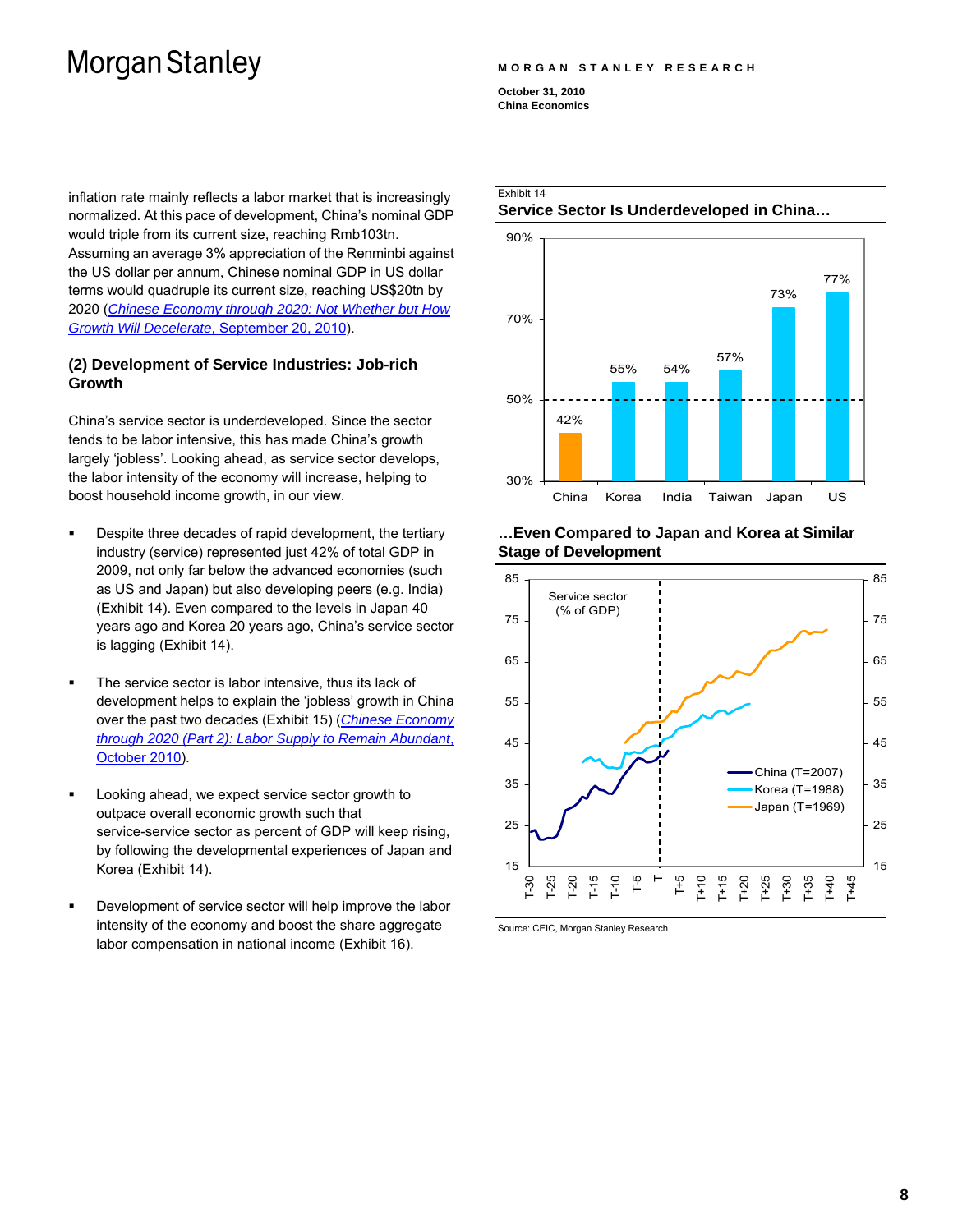inflation rate mainly reflects a labor market that is increasingly normalized. At this pace of development, China's nominal GDP would triple from its current size, reaching Rmb103tn. Assuming an average 3% appreciation of the Renminbi against the US dollar per annum, Chinese nominal GDP in US dollar terms would quadruple its current size, reaching US$20tn by 2020 (*Chinese Economy through 2020: Not Whether but How Growth Will Decelerate*, September 20, 2010).

### (2) Development of Service Industries: Job-rich Growth

China's service sector is underdeveloped. Since the sector tends to be labor intensive, this has made China's growth largely 'jobless'. Looking ahead, as service sector develops, the labor intensity of the economy will increase, helping to boost household income growth, in our view.

- Despite three decades of rapid development, the tertiary industry (service) represented just 42% of total GDP in 2009, not only far below the advanced economies (such as US and Japan) but also developing peers (e.g. India) (Exhibit 14). Even compared to the levels in Japan 40 years ago and Korea 20 years ago, China's service sector is lagging (Exhibit 14).
- The service sector is labor intensive, thus its lack of development helps to explain the 'jobless' growth in China over the past two decades (Exhibit 15) (*Chinese Economy through 2020 (Part 2): Labor Supply to Remain Abundant*, October 2010).
- Looking ahead, we expect service sector growth to outpace overall economic growth such that service-service sector as percent of GDP will keep rising, by following the developmental experiences of Japan and Korea (Exhibit 14).
- Development of service sector will help improve the labor intensity of the economy and boost the share aggregate labor compensation in national income (Exhibit 16).

Exhibit 14

**Service Sector Is Underdeveloped in China…**

| China | Korea | India | Taiwan | Japan | US |
|---|---|---|---|---|---|
| 42% | 55% | 54% | 57% | 73% | 77% |

**…Even Compared to Japan and Korea at Similar Stage of Development**

Service sector (% of GDP) — China (T=2007), Korea (T=1988), Japan (T=1969)

Source: CEIC, Morgan Stanley Research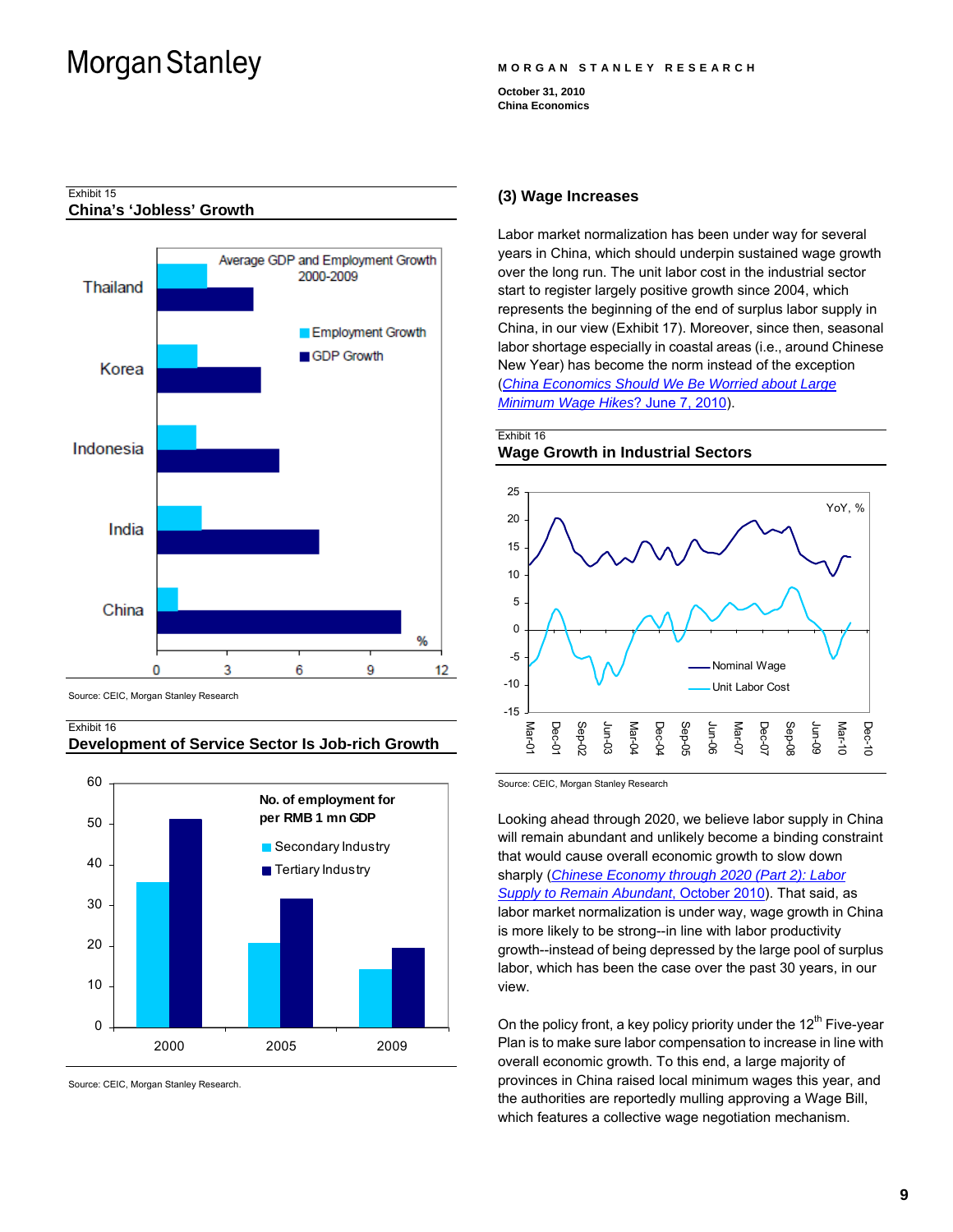Exhibit 15

**China's 'Jobless' Growth**

Average GDP and Employment Growth 2000-2009

Employment Growth
GDP Growth

Thailand
Korea
Indonesia
India
China

0 3 6 9 12 %

Source: CEIC, Morgan Stanley Research

Exhibit 16

**Development of Service Sector Is Job-rich Growth**

No. of employment for per RMB 1 mn GDP

Secondary Industry
Tertiary Industry

2000 2005 2009

Source: CEIC, Morgan Stanley Research.

## (3) Wage Increases

Labor market normalization has been under way for several years in China, which should underpin sustained wage growth over the long run. The unit labor cost in the industrial sector start to register largely positive growth since 2004, which represents the beginning of the end of surplus labor supply in China, in our view (Exhibit 17). Moreover, since then, seasonal labor shortage especially in coastal areas (i.e., around Chinese New Year) has become the norm instead of the exception (*China Economics Should We Be Worried about Large Minimum Wage Hikes*? June 7, 2010).

Exhibit 16

**Wage Growth in Industrial Sectors**

YoY, %

Nominal Wage
Unit Labor Cost

Mar-01 Dec-01 Sep-02 Jun-03 Mar-04 Dec-04 Sep-05 Jun-06 Mar-07 Dec-07 Sep-08 Jun-09 Mar-10 Dec-10

Source: CEIC, Morgan Stanley Research

Looking ahead through 2020, we believe labor supply in China will remain abundant and unlikely become a binding constraint that would cause overall economic growth to slow down sharply (*Chinese Economy through 2020 (Part 2): Labor Supply to Remain Abundant*, October 2010). That said, as labor market normalization is under way, wage growth in China is more likely to be strong--in line with labor productivity growth--instead of being depressed by the large pool of surplus labor, which has been the case over the past 30 years, in our view.

On the policy front, a key policy priority under the 12th Five-year Plan is to make sure labor compensation to increase in line with overall economic growth. To this end, a large majority of provinces in China raised local minimum wages this year, and the authorities are reportedly mulling approving a Wage Bill, which features a collective wage negotiation mechanism.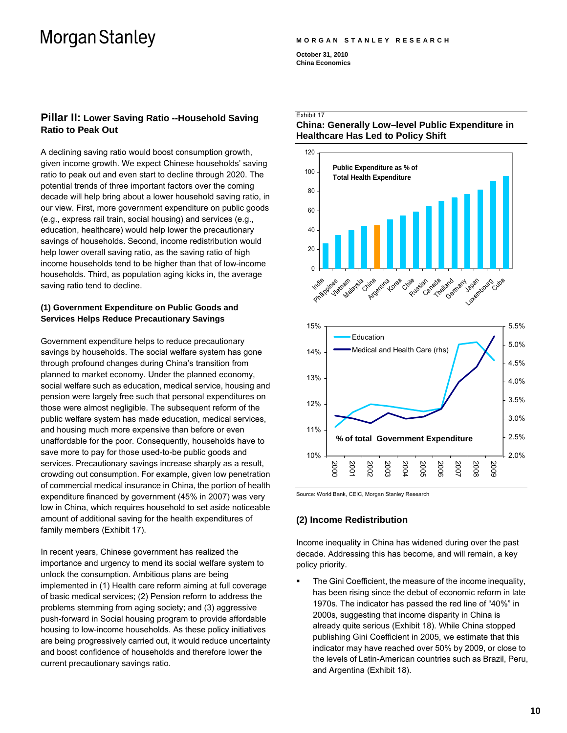## Pillar II: Lower Saving Ratio --Household Saving Ratio to Peak Out

A declining saving ratio would boost consumption growth, given income growth. We expect Chinese households' saving ratio to peak out and even start to decline through 2020. The potential trends of three important factors over the coming decade will help bring about a lower household saving ratio, in our view. First, more government expenditure on public goods (e.g., express rail train, social housing) and services (e.g., education, healthcare) would help lower the precautionary savings of households. Second, income redistribution would help lower overall saving ratio, as the saving ratio of high income households tend to be higher than that of low-income households. Third, as population aging kicks in, the average saving ratio tend to decline.

### (1) Government Expenditure on Public Goods and Services Helps Reduce Precautionary Savings

Government expenditure helps to reduce precautionary savings by households. The social welfare system has gone through profound changes during China's transition from planned to market economy. Under the planned economy, social welfare such as education, medical service, housing and pension were largely free such that personal expenditures on those were almost negligible. The subsequent reform of the public welfare system has made education, medical services, and housing much more expensive than before or even unaffordable for the poor. Consequently, households have to save more to pay for those used-to-be public goods and services. Precautionary savings increase sharply as a result, crowding out consumption. For example, given low penetration of commercial medical insurance in China, the portion of health expenditure financed by government (45% in 2007) was very low in China, which requires household to set aside noticeable amount of additional saving for the health expenditures of family members (Exhibit 17).

In recent years, Chinese government has realized the importance and urgency to mend its social welfare system to unlock the consumption. Ambitious plans are being implemented in (1) Health care reform aiming at full coverage of basic medical services; (2) Pension reform to address the problems stemming from aging society; and (3) aggressive push-forward in Social housing program to provide affordable housing to low-income households. As these policy initiatives are being progressively carried out, it would reduce uncertainty and boost confidence of households and therefore lower the current precautionary savings ratio.

Exhibit 17

**China: Generally Low–level Public Expenditure in Healthcare Has Led to Policy Shift**

Source: World Bank, CEIC, Morgan Stanley Research

### (2) Income Redistribution

Income inequality in China has widened during over the past decade. Addressing this has become, and will remain, a key policy priority.

- The Gini Coefficient, the measure of the income inequality, has been rising since the debut of economic reform in late 1970s. The indicator has passed the red line of "40%" in 2000s, suggesting that income disparity in China is already quite serious (Exhibit 18). While China stopped publishing Gini Coefficient in 2005, we estimate that this indicator may have reached over 50% by 2009, or close to the levels of Latin-American countries such as Brazil, Peru, and Argentina (Exhibit 18).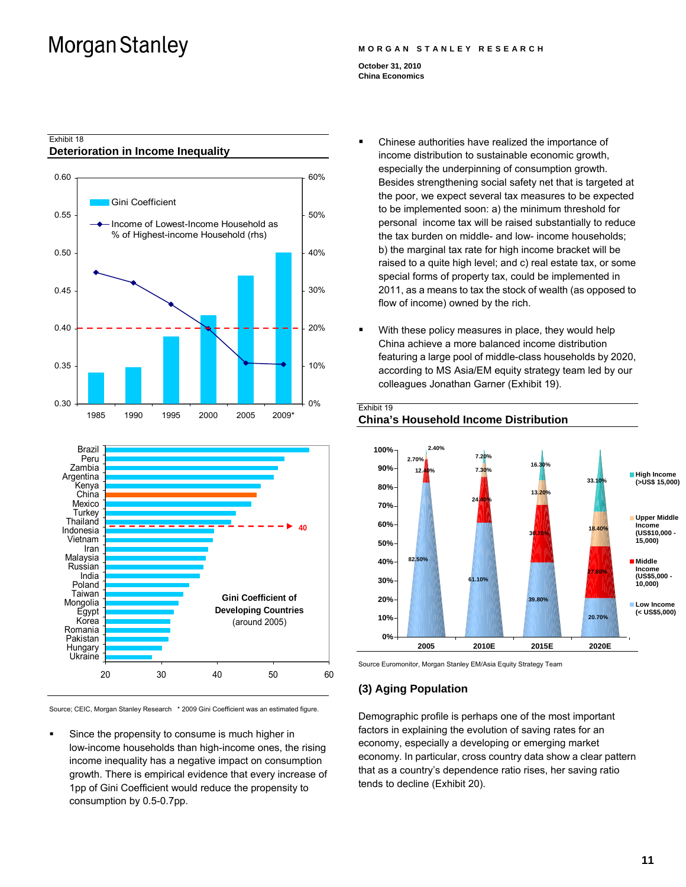Exhibit 18

**Deterioration in Income Inequality**

Source; CEIC, Morgan Stanley Research * 2009 Gini Coefficient was an estimated figure.

- Since the propensity to consume is much higher in low-income households than high-income ones, the rising income inequality has a negative impact on consumption growth. There is empirical evidence that every increase of 1pp of Gini Coefficient would reduce the propensity to consumption by 0.5-0.7pp.

- Chinese authorities have realized the importance of income distribution to sustainable economic growth, especially the underpinning of consumption growth. Besides strengthening social safety net that is targeted at the poor, we expect several tax measures to be expected to be implemented soon: a) the minimum threshold for personal income tax will be raised substantially to reduce the tax burden on middle- and low- income households; b) the marginal tax rate for high income bracket will be raised to a quite high level; and c) real estate tax, or some special forms of property tax, could be implemented in 2011, as a means to tax the stock of wealth (as opposed to flow of income) owned by the rich.

- With these policy measures in place, they would help China achieve a more balanced income distribution featuring a large pool of middle-class households by 2020, according to MS Asia/EM equity strategy team led by our colleagues Jonathan Garner (Exhibit 19).

Exhibit 19

**China's Household Income Distribution**

Source Euromonitor, Morgan Stanley EM/Asia Equity Strategy Team

### (3) Aging Population

Demographic profile is perhaps one of the most important factors in explaining the evolution of saving rates for an economy, especially a developing or emerging market economy. In particular, cross country data show a clear pattern that as a country's dependence ratio rises, her saving ratio tends to decline (Exhibit 20).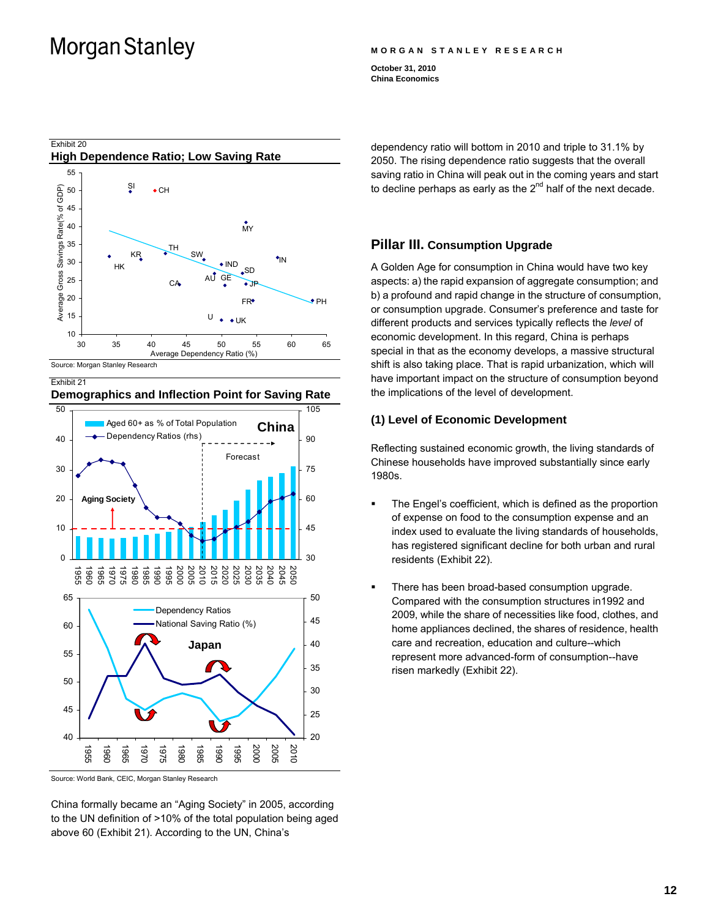Exhibit 20

**High Dependence Ratio; Low Saving Rate**

Source: Morgan Stanley Research

Exhibit 21

**Demographics and Inflection Point for Saving Rate**

Source: World Bank, CEIC, Morgan Stanley Research

China formally became an "Aging Society" in 2005, according to the UN definition of >10% of the total population being aged above 60 (Exhibit 21). According to the UN, China's dependency ratio will bottom in 2010 and triple to 31.1% by 2050. The rising dependence ratio suggests that the overall saving ratio in China will peak out in the coming years and start to decline perhaps as early as the 2nd half of the next decade.

## Pillar III. Consumption Upgrade

A Golden Age for consumption in China would have two key aspects: a) the rapid expansion of aggregate consumption; and b) a profound and rapid change in the structure of consumption, or consumption upgrade. Consumer's preference and taste for different products and services typically reflects the *level* of economic development. In this regard, China is perhaps special in that as the economy develops, a massive structural shift is also taking place. That is rapid urbanization, which will have important impact on the structure of consumption beyond the implications of the level of development.

### (1) Level of Economic Development

Reflecting sustained economic growth, the living standards of Chinese households have improved substantially since early 1980s.

- The Engel's coefficient, which is defined as the proportion of expense on food to the consumption expense and an index used to evaluate the living standards of households, has registered significant decline for both urban and rural residents (Exhibit 22).

- There has been broad-based consumption upgrade. Compared with the consumption structures in1992 and 2009, while the share of necessities like food, clothes, and home appliances declined, the shares of residence, health care and recreation, education and culture--which represent more advanced-form of consumption--have risen markedly (Exhibit 22).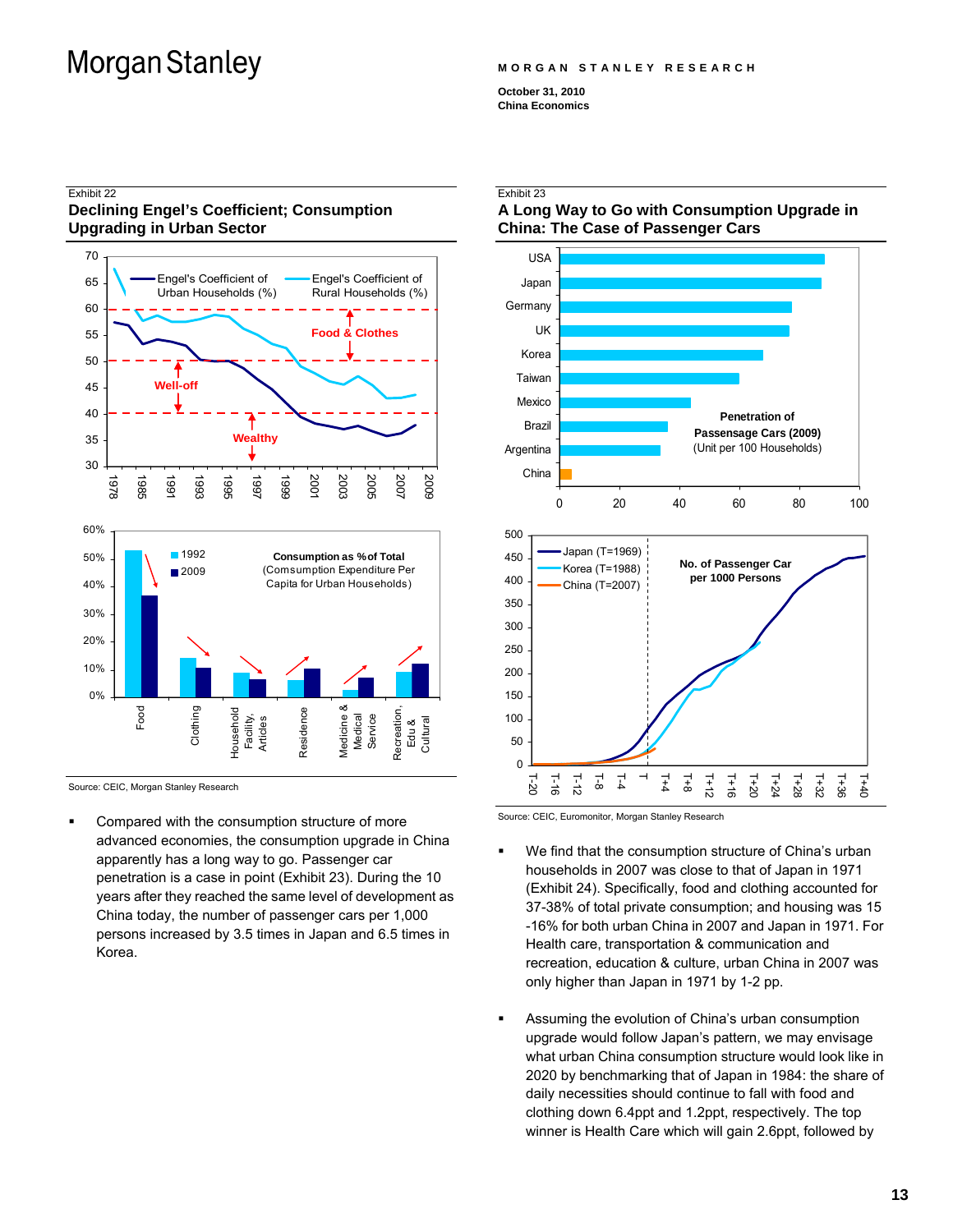Exhibit 22

**Declining Engel's Coefficient; Consumption Upgrading in Urban Sector**

Source: CEIC, Morgan Stanley Research

- Compared with the consumption structure of more advanced economies, the consumption upgrade in China apparently has a long way to go. Passenger car penetration is a case in point (Exhibit 23). During the 10 years after they reached the same level of development as China today, the number of passenger cars per 1,000 persons increased by 3.5 times in Japan and 6.5 times in Korea.

Exhibit 23

**A Long Way to Go with Consumption Upgrade in China: The Case of Passenger Cars**

Source: CEIC, Euromonitor, Morgan Stanley Research

- We find that the consumption structure of China's urban households in 2007 was close to that of Japan in 1971 (Exhibit 24). Specifically, food and clothing accounted for 37-38% of total private consumption; and housing was 15 -16% for both urban China in 2007 and Japan in 1971. For Health care, transportation & communication and recreation, education & culture, urban China in 2007 was only higher than Japan in 1971 by 1-2 pp.

- Assuming the evolution of China's urban consumption upgrade would follow Japan's pattern, we may envisage what urban China consumption structure would look like in 2020 by benchmarking that of Japan in 1984: the share of daily necessities should continue to fall with food and clothing down 6.4ppt and 1.2ppt, respectively. The top winner is Health Care which will gain 2.6ppt, followed by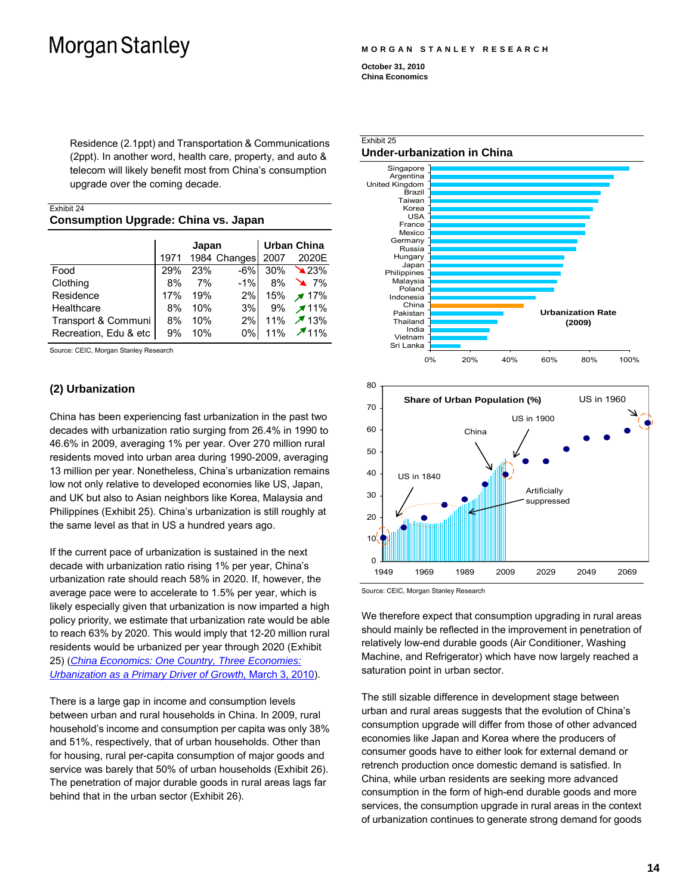Residence (2.1ppt) and Transportation & Communications (2ppt). In another word, health care, property, and auto & telecom will likely benefit most from China's consumption upgrade over the coming decade.

Exhibit 24

### Consumption Upgrade: China vs. Japan

| | Japan | | | Urban China | |
|---|---|---|---|---|---|
| | 1971 | 1984 | Changes | 2007 | 2020E |
| Food | 29% | 23% | -6% | 30% | ↘ 23% |
| Clothing | 8% | 7% | -1% | 8% | ↘ 7% |
| Residence | 17% | 19% | 2% | 15% | ↗ 17% |
| Healthcare | 8% | 10% | 3% | 9% | ↗ 11% |
| Transport & Communi | 8% | 10% | 2% | 11% | ↗ 13% |
| Recreation, Edu & etc | 9% | 10% | 0% | 11% | ↗ 11% |

Source: CEIC, Morgan Stanley Research

### (2) Urbanization

China has been experiencing fast urbanization in the past two decades with urbanization ratio surging from 26.4% in 1990 to 46.6% in 2009, averaging 1% per year. Over 270 million rural residents moved into urban area during 1990-2009, averaging 13 million per year. Nonetheless, China's urbanization remains low not only relative to developed economies like US, Japan, and UK but also to Asian neighbors like Korea, Malaysia and Philippines (Exhibit 25). China's urbanization is still roughly at the same level as that in US a hundred years ago.

If the current pace of urbanization is sustained in the next decade with urbanization ratio rising 1% per year, China's urbanization rate should reach 58% in 2020. If, however, the average pace were to accelerate to 1.5% per year, which is likely especially given that urbanization is now imparted a high policy priority, we estimate that urbanization rate would be able to reach 63% by 2020. This would imply that 12-20 million rural residents would be urbanized per year through 2020 (Exhibit 25) (*China Economics: One Country, Three Economies: Urbanization as a Primary Driver of Growth,* March 3, 2010).

There is a large gap in income and consumption levels between urban and rural households in China. In 2009, rural household's income and consumption per capita was only 38% and 51%, respectively, that of urban households. Other than for housing, rural per-capita consumption of major goods and service was barely that 50% of urban households (Exhibit 26). The penetration of major durable goods in rural areas lags far behind that in the urban sector (Exhibit 26).

Exhibit 25

### Under-urbanization in China

Urbanization Rate (2009): Singapore, Argentina, United Kingdom, Brazil, Taiwan, Korea, USA, France, Mexico, Germany, Russia, Hungary, Japan, Philippines, Malaysia, Poland, Indonesia, China, Pakistan, Thailand, India, Vietnam, Sri Lanka (0%–100%)

Share of Urban Population (%): China; US in 1840; US in 1900; US in 1960; Artificially suppressed (1949–2069)

Source: CEIC, Morgan Stanley Research

We therefore expect that consumption upgrading in rural areas should mainly be reflected in the improvement in penetration of relatively low-end durable goods (Air Conditioner, Washing Machine, and Refrigerator) which have now largely reached a saturation point in urban sector.

The still sizable difference in development stage between urban and rural areas suggests that the evolution of China's consumption upgrade will differ from those of other advanced economies like Japan and Korea where the producers of consumer goods have to either look for external demand or retrench production once domestic demand is satisfied. In China, while urban residents are seeking more advanced consumption in the form of high-end durable goods and more services, the consumption upgrade in rural areas in the context of urbanization continues to generate strong demand for goods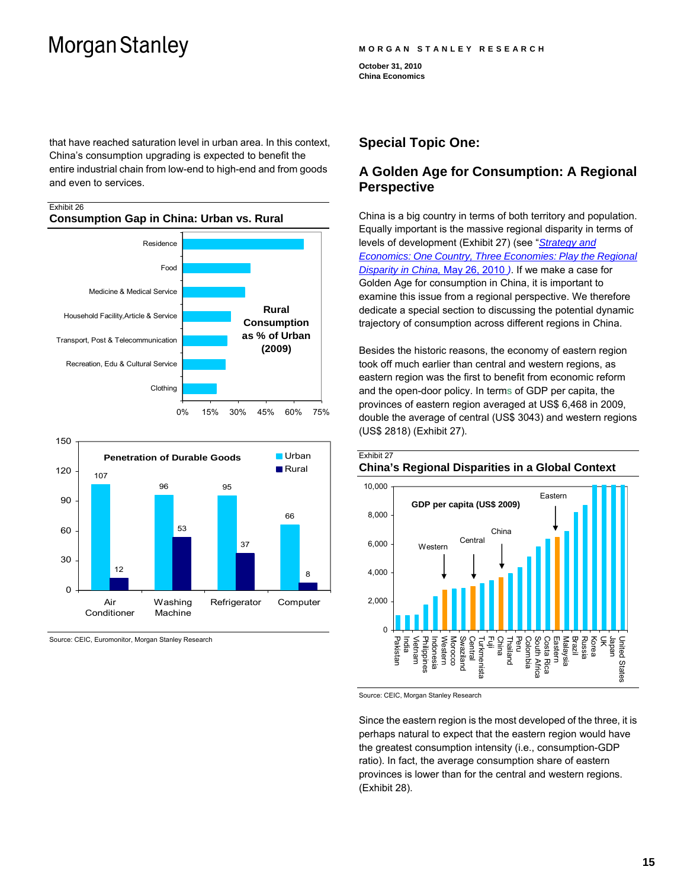that have reached saturation level in urban area. In this context, China's consumption upgrading is expected to benefit the entire industrial chain from low-end to high-end and from goods and even to services.

Exhibit 26

**Consumption Gap in China: Urban vs. Rural**

**Rural Consumption as % of Urban (2009)**

| Category | Rural Consumption as % of Urban |
|---|---|
| Residence | ~65% |
| Food | ~37% |
| Medicine & Medical Service | ~34% |
| Household Facility,Article & Service | ~26% |
| Transport, Post & Telecommunication | ~24% |
| Recreation, Edu & Cultural Service | ~23% |
| Clothing | ~18% |

**Penetration of Durable Goods**

| | Urban | Rural |
|---|---|---|
| Air Conditioner | 107 | 12 |
| Washing Machine | 96 | 53 |
| Refrigerator | 95 | 37 |
| Computer | 66 | 8 |

Source: CEIC, Euromonitor, Morgan Stanley Research

## Special Topic One:

## A Golden Age for Consumption: A Regional Perspective

China is a big country in terms of both territory and population. Equally important is the massive regional disparity in terms of levels of development (Exhibit 27) (see "*Strategy and Economics: One Country, Three Economies: Play the Regional Disparity in China,* May 26, 2010 *)*. If we make a case for Golden Age for consumption in China, it is important to examine this issue from a regional perspective. We therefore dedicate a special section to discussing the potential dynamic trajectory of consumption across different regions in China.

Besides the historic reasons, the economy of eastern region took off much earlier than central and western regions, as eastern region was the first to benefit from economic reform and the open-door policy. In terms of GDP per capita, the provinces of eastern region averaged at US$ 6,468 in 2009, double the average of central (US$ 3043) and western regions (US$ 2818) (Exhibit 27).

Exhibit 27

**China's Regional Disparities in a Global Context**

**GDP per capita (US$ 2009)**

Countries/regions shown (ascending): Pakistan, India, Vietnam, Philippines, Indonesia, Western, Morocco, Swaziland, Central, Turkmenista, Fuji, China, Thailand, Peru, Colombia, South Africa, Costa Rica, Eastern, Malaysia, Brazil, Russia, Korea, UK, Japan, United States

Source: CEIC, Morgan Stanley Research

Since the eastern region is the most developed of the three, it is perhaps natural to expect that the eastern region would have the greatest consumption intensity (i.e., consumption-GDP ratio). In fact, the average consumption share of eastern provinces is lower than for the central and western regions. (Exhibit 28).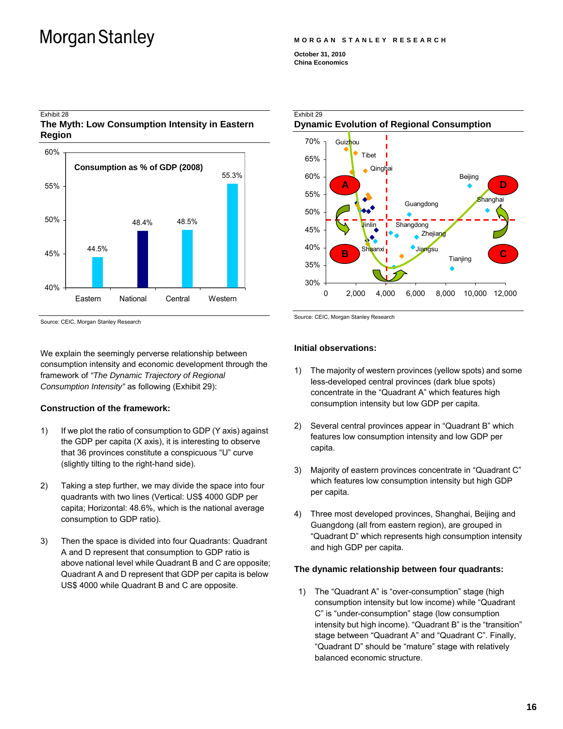Exhibit 28

**The Myth: Low Consumption Intensity in Eastern Region**

Consumption as % of GDP (2008)

| Region | Consumption as % of GDP (2008) |
|---|---|
| Eastern | 44.5% |
| National | 48.4% |
| Central | 48.5% |
| Western | 55.3% |

Source: CEIC, Morgan Stanley Research

Exhibit 29

**Dynamic Evolution of Regional Consumption**

Source: CEIC, Morgan Stanley Research

We explain the seemingly perverse relationship between consumption intensity and economic development through the framework of *"The Dynamic Trajectory of Regional Consumption Intensity"* as following (Exhibit 29):

**Construction of the framework:**

1) If we plot the ratio of consumption to GDP (Y axis) against the GDP per capita (X axis), it is interesting to observe that 36 provinces constitute a conspicuous "U" curve (slightly tilting to the right-hand side).

2) Taking a step further, we may divide the space into four quadrants with two lines (Vertical: US$ 4000 GDP per capita; Horizontal: 48.6%, which is the national average consumption to GDP ratio).

3) Then the space is divided into four Quadrants: Quadrant A and D represent that consumption to GDP ratio is above national level while Quadrant B and C are opposite; Quadrant A and D represent that GDP per capita is below US$ 4000 while Quadrant B and C are opposite.

**Initial observations:**

1) The majority of western provinces (yellow spots) and some less-developed central provinces (dark blue spots) concentrate in the "Quadrant A" which features high consumption intensity but low GDP per capita.

2) Several central provinces appear in "Quadrant B" which features low consumption intensity and low GDP per capita.

3) Majority of eastern provinces concentrate in "Quadrant C" which features low consumption intensity but high GDP per capita.

4) Three most developed provinces, Shanghai, Beijing and Guangdong (all from eastern region), are grouped in "Quadrant D" which represents high consumption intensity and high GDP per capita.

**The dynamic relationship between four quadrants:**

1) The "Quadrant A" is "over-consumption" stage (high consumption intensity but low income) while "Quadrant C" is "under-consumption" stage (low consumption intensity but high income). "Quadrant B" is the "transition" stage between "Quadrant A" and "Quadrant C". Finally, "Quadrant D" should be "mature" stage with relatively balanced economic structure.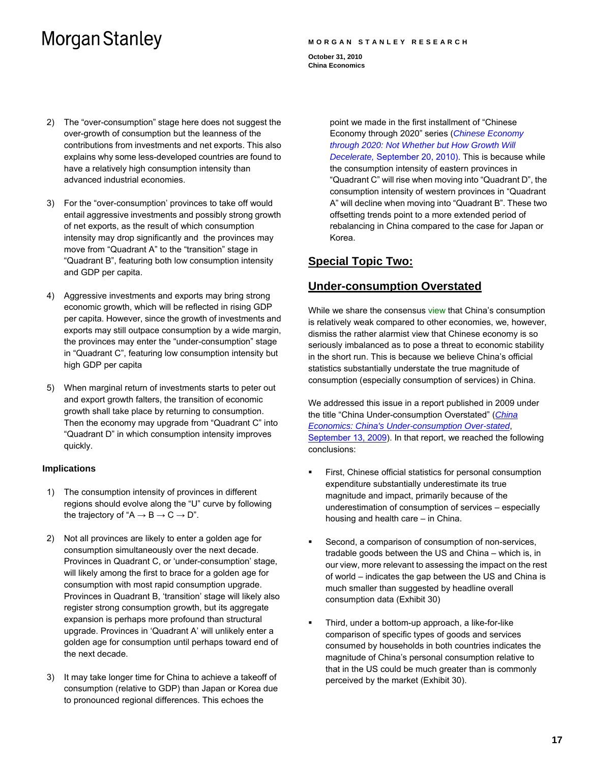2) The “over-consumption” stage here does not suggest the over-growth of consumption but the leanness of the contributions from investments and net exports. This also explains why some less-developed countries are found to have a relatively high consumption intensity than advanced industrial economies.

3) For the “over-consumption’ provinces to take off would entail aggressive investments and possibly strong growth of net exports, as the result of which consumption intensity may drop significantly and the provinces may move from “Quadrant A” to the “transition” stage in “Quadrant B”, featuring both low consumption intensity and GDP per capita.

4) Aggressive investments and exports may bring strong economic growth, which will be reflected in rising GDP per capita. However, since the growth of investments and exports may still outpace consumption by a wide margin, the provinces may enter the “under-consumption” stage in “Quadrant C”, featuring low consumption intensity but high GDP per capita

5) When marginal return of investments starts to peter out and export growth falters, the transition of economic growth shall take place by returning to consumption. Then the economy may upgrade from “Quadrant C” into “Quadrant D” in which consumption intensity improves quickly.

**Implications**

1) The consumption intensity of provinces in different regions should evolve along the “U” curve by following the trajectory of “A → B → C → D”.

2) Not all provinces are likely to enter a golden age for consumption simultaneously over the next decade. Provinces in Quadrant C, or ‘under-consumption’ stage, will likely among the first to brace for a golden age for consumption with most rapid consumption upgrade. Provinces in Quadrant B, ‘transition’ stage will likely also register strong consumption growth, but its aggregate expansion is perhaps more profound than structural upgrade. Provinces in ‘Quadrant A’ will unlikely enter a golden age for consumption until perhaps toward end of the next decade.

3) It may take longer time for China to achieve a takeoff of consumption (relative to GDP) than Japan or Korea due to pronounced regional differences. This echoes the point we made in the first installment of “Chinese Economy through 2020” series (*Chinese Economy through 2020: Not Whether but How Growth Will Decelerate,* September 20, 2010). This is because while the consumption intensity of eastern provinces in “Quadrant C” will rise when moving into “Quadrant D”, the consumption intensity of western provinces in “Quadrant A” will decline when moving into “Quadrant B”. These two offsetting trends point to a more extended period of rebalancing in China compared to the case for Japan or Korea.

## Special Topic Two:

## Under-consumption Overstated

While we share the consensus view that China’s consumption is relatively weak compared to other economies, we, however, dismiss the rather alarmist view that Chinese economy is so seriously imbalanced as to pose a threat to economic stability in the short run. This is because we believe China’s official statistics substantially understate the true magnitude of consumption (especially consumption of services) in China.

We addressed this issue in a report published in 2009 under the title “China Under-consumption Overstated” (*China Economics: China's Under-consumption Over-stated*, September 13, 2009). In that report, we reached the following conclusions:

- First, Chinese official statistics for personal consumption expenditure substantially underestimate its true magnitude and impact, primarily because of the underestimation of consumption of services – especially housing and health care – in China.

- Second, a comparison of consumption of non-services, tradable goods between the US and China – which is, in our view, more relevant to assessing the impact on the rest of world – indicates the gap between the US and China is much smaller than suggested by headline overall consumption data (Exhibit 30)

- Third, under a bottom-up approach, a like-for-like comparison of specific types of goods and services consumed by households in both countries indicates the magnitude of China’s personal consumption relative to that in the US could be much greater than is commonly perceived by the market (Exhibit 30).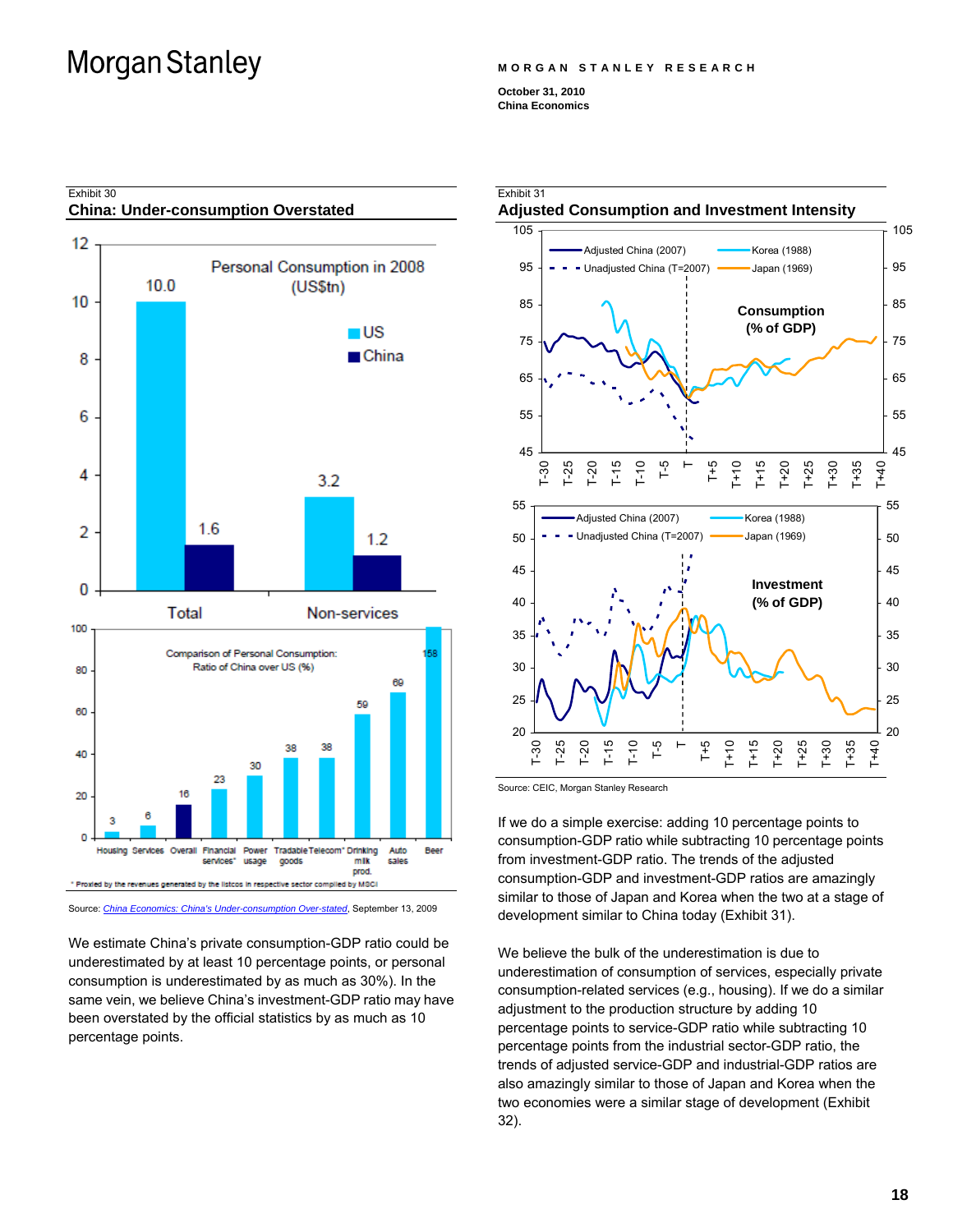Exhibit 30

## China: Under-consumption Overstated

Personal Consumption in 2008 (US$tn)

| | US | China |
|---|---|---|
| Total | 10.0 | 1.6 |
| Non-services | 3.2 | 1.2 |

Comparison of Personal Consumption: Ratio of China over US (%)

| Housing | Services | Overall | Financial services* | Power usage | Tradable goods | Telecom* | Drinking milk prod. | Auto sales | Beer |
|---|---|---|---|---|---|---|---|---|---|
| 3 | 6 | 16 | 23 | 30 | 38 | 38 | 59 | 69 | 158 |

\* Proxied by the revenues generated by the listcos in respective sector compiled by MSCI

Source: *China Economics: China's Under-consumption Over-stated*, September 13, 2009

We estimate China's private consumption-GDP ratio could be underestimated by at least 10 percentage points, or personal consumption is underestimated by as much as 30%). In the same vein, we believe China's investment-GDP ratio may have been overstated by the official statistics by as much as 10 percentage points.

Exhibit 31

## Adjusted Consumption and Investment Intensity

Source: CEIC, Morgan Stanley Research

If we do a simple exercise: adding 10 percentage points to consumption-GDP ratio while subtracting 10 percentage points from investment-GDP ratio. The trends of the adjusted consumption-GDP and investment-GDP ratios are amazingly similar to those of Japan and Korea when the two at a stage of development similar to China today (Exhibit 31).

We believe the bulk of the underestimation is due to underestimation of consumption of services, especially private consumption-related services (e.g., housing). If we do a similar adjustment to the production structure by adding 10 percentage points to service-GDP ratio while subtracting 10 percentage points from the industrial sector-GDP ratio, the trends of adjusted service-GDP and industrial-GDP ratios are also amazingly similar to those of Japan and Korea when the two economies were a similar stage of development (Exhibit 32).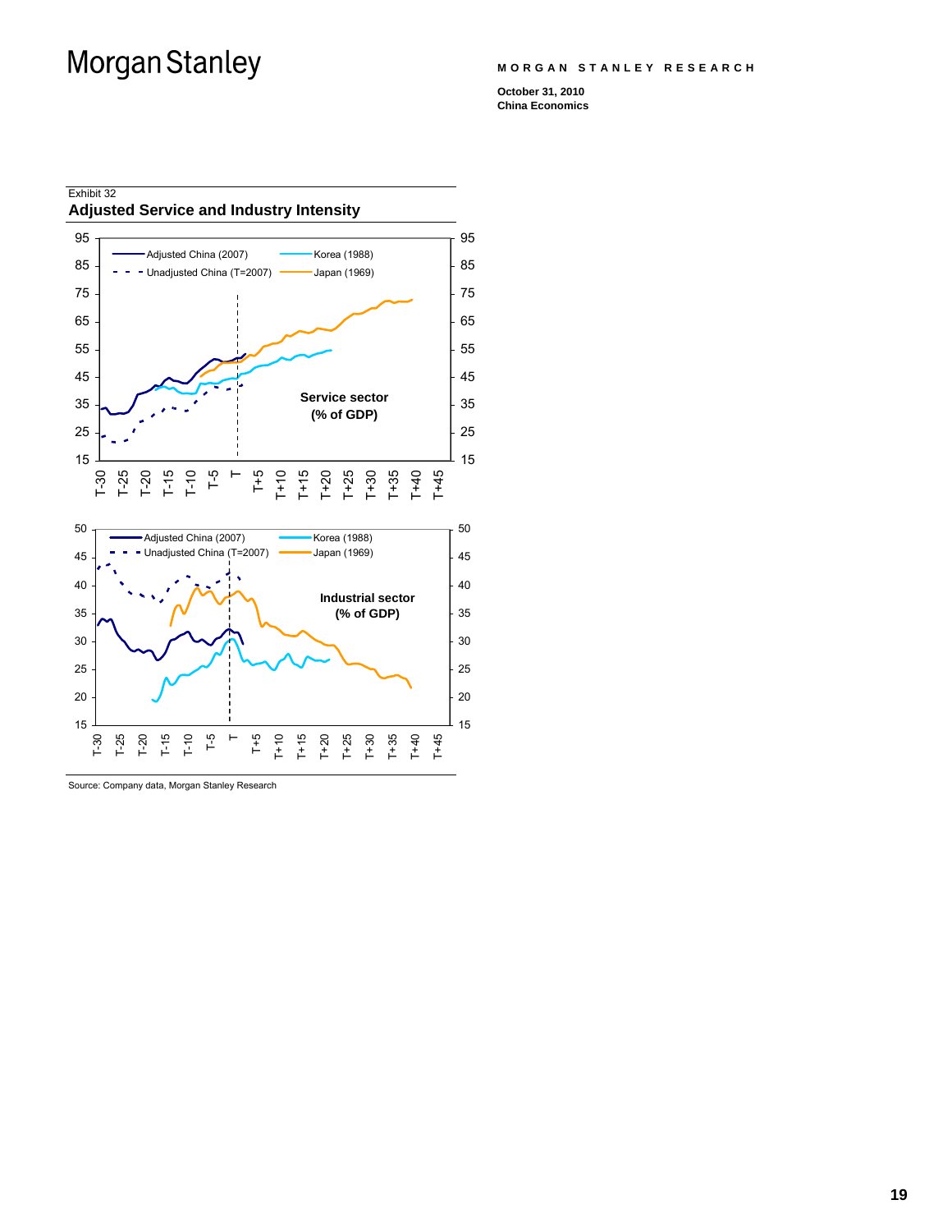Exhibit 32

**Adjusted Service and Industry Intensity**

Source: Company data, Morgan Stanley Research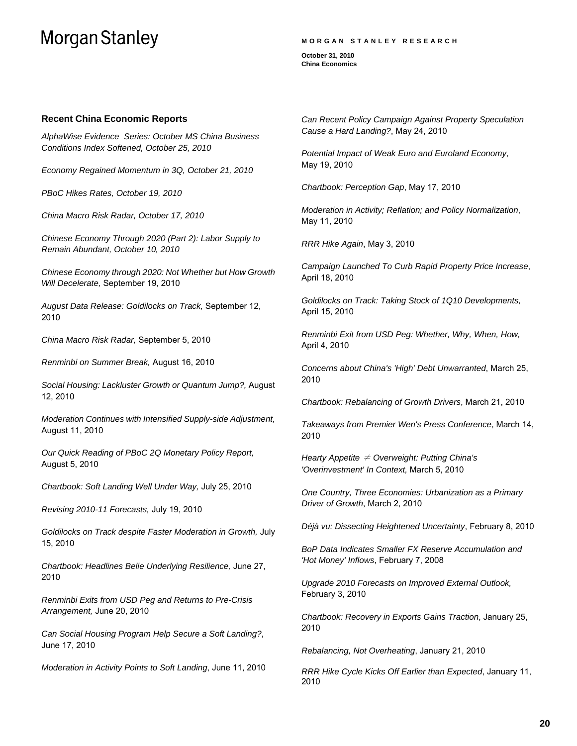### Recent China Economic Reports

*AlphaWise Evidence Series: October MS China Business Conditions Index Softened, October 25, 2010*

*Economy Regained Momentum in 3Q, October 21, 2010*

*PBoC Hikes Rates, October 19, 2010*

*China Macro Risk Radar, October 17, 2010*

*Chinese Economy Through 2020 (Part 2): Labor Supply to Remain Abundant, October 10, 2010*

*Chinese Economy through 2020: Not Whether but How Growth Will Decelerate,* September 19, 2010

*August Data Release: Goldilocks on Track,* September 12, 2010

*China Macro Risk Radar,* September 5, 2010

*Renminbi on Summer Break,* August 16, 2010

*Social Housing: Lackluster Growth or Quantum Jump?,* August 12, 2010

*Moderation Continues with Intensified Supply-side Adjustment,* August 11, 2010

*Our Quick Reading of PBoC 2Q Monetary Policy Report,* August 5, 2010

*Chartbook: Soft Landing Well Under Way,* July 25, 2010

*Revising 2010-11 Forecasts,* July 19, 2010

*Goldilocks on Track despite Faster Moderation in Growth,* July 15, 2010

*Chartbook: Headlines Belie Underlying Resilience,* June 27, 2010

*Renminbi Exits from USD Peg and Returns to Pre-Crisis Arrangement,* June 20, 2010

*Can Social Housing Program Help Secure a Soft Landing?*, June 17, 2010

*Moderation in Activity Points to Soft Landing*, June 11, 2010

*Can Recent Policy Campaign Against Property Speculation Cause a Hard Landing?*, May 24, 2010

*Potential Impact of Weak Euro and Euroland Economy*, May 19, 2010

*Chartbook: Perception Gap*, May 17, 2010

*Moderation in Activity; Reflation; and Policy Normalization*, May 11, 2010

*RRR Hike Again*, May 3, 2010

*Campaign Launched To Curb Rapid Property Price Increase*, April 18, 2010

*Goldilocks on Track: Taking Stock of 1Q10 Developments,* April 15, 2010

*Renminbi Exit from USD Peg: Whether, Why, When, How,* April 4, 2010

*Concerns about China's 'High' Debt Unwarranted*, March 25, 2010

*Chartbook: Rebalancing of Growth Drivers*, March 21, 2010

*Takeaways from Premier Wen's Press Conference*, March 14, 2010

*Hearty Appetite ≠ Overweight: Putting China's 'Overinvestment' In Context,* March 5, 2010

*One Country, Three Economies: Urbanization as a Primary Driver of Growth*, March 2, 2010

*Déjà vu: Dissecting Heightened Uncertainty*, February 8, 2010

*BoP Data Indicates Smaller FX Reserve Accumulation and 'Hot Money' Inflows*, February 7, 2008

*Upgrade 2010 Forecasts on Improved External Outlook,* February 3, 2010

*Chartbook: Recovery in Exports Gains Traction*, January 25, 2010

*Rebalancing, Not Overheating*, January 21, 2010

*RRR Hike Cycle Kicks Off Earlier than Expected*, January 11, 2010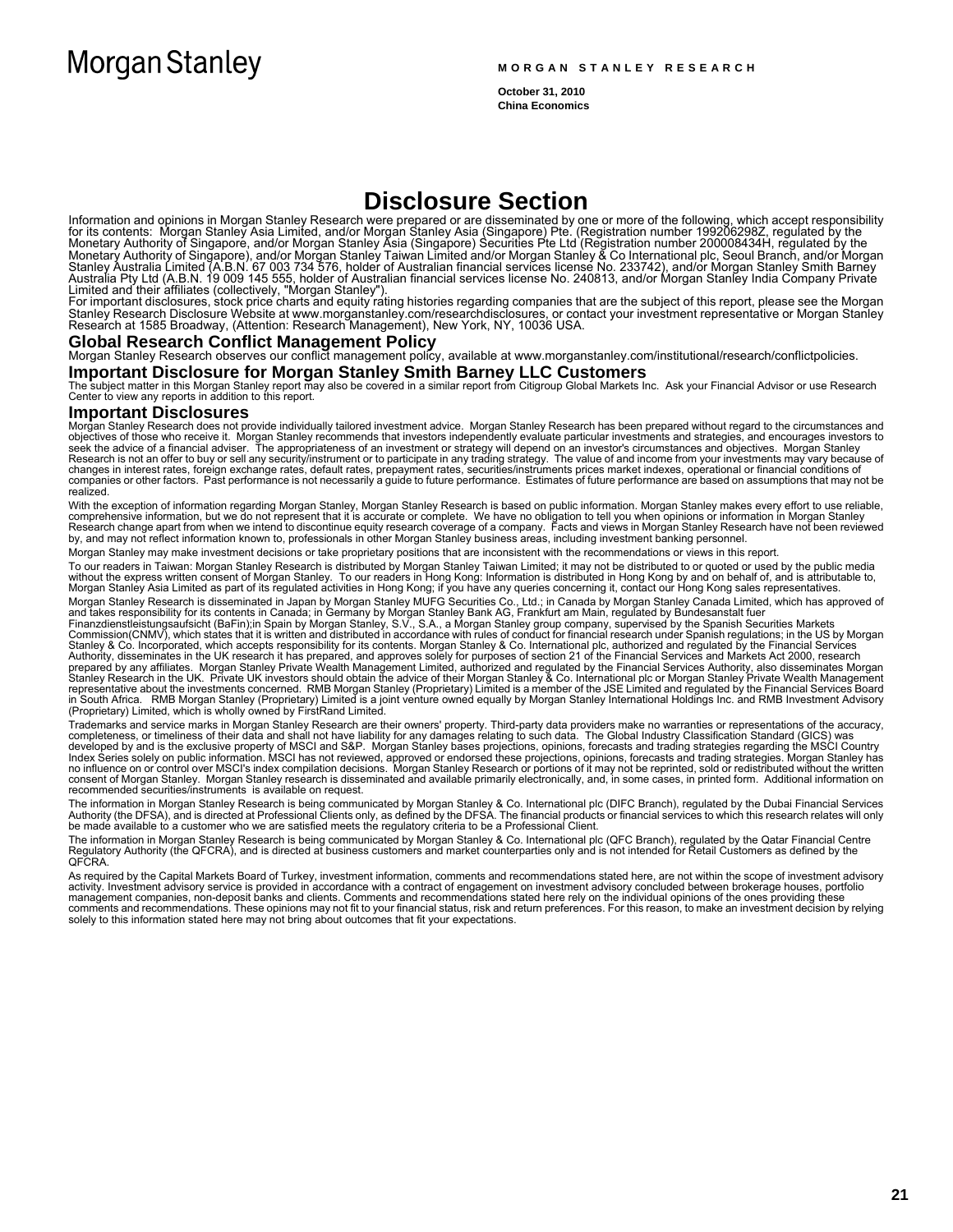# Disclosure Section

Information and opinions in Morgan Stanley Research were prepared or are disseminated by one or more of the following, which accept responsibility for its contents: Morgan Stanley Asia Limited, and/or Morgan Stanley Asia (Singapore) Pte. (Registration number 199206298Z, regulated by the Monetary Authority of Singapore, and/or Morgan Stanley Asia (Singapore) Securities Pte Ltd (Registration number 200008434H, regulated by the Monetary Authority of Singapore), and/or Morgan Stanley Taiwan Limited and/or Morgan Stanley & Co International plc, Seoul Branch, and/or Morgan Stanley Australia Limited (A.B.N. 67 003 734 576, holder of Australian financial services license No. 233742), and/or Morgan Stanley Smith Barney Australia Pty Ltd (A.B.N. 19 009 145 555, holder of Australian financial services license No. 240813, and/or Morgan Stanley India Company Private Limited and their affiliates (collectively, "Morgan Stanley").

For important disclosures, stock price charts and equity rating histories regarding companies that are the subject of this report, please see the Morgan Stanley Research Disclosure Website at www.morganstanley.com/researchdisclosures, or contact your investment representative or Morgan Stanley Research at 1585 Broadway, (Attention: Research Management), New York, NY, 10036 USA.

## Global Research Conflict Management Policy

Morgan Stanley Research observes our conflict management policy, available at www.morganstanley.com/institutional/research/conflictpolicies.

## Important Disclosure for Morgan Stanley Smith Barney LLC Customers

The subject matter in this Morgan Stanley report may also be covered in a similar report from Citigroup Global Markets Inc. Ask your Financial Advisor or use Research Center to view any reports in addition to this report.

## Important Disclosures

Morgan Stanley Research does not provide individually tailored investment advice. Morgan Stanley Research has been prepared without regard to the circumstances and objectives of those who receive it. Morgan Stanley recommends that investors independently evaluate particular investments and strategies, and encourages investors to seek the advice of a financial adviser. The appropriateness of an investment or strategy will depend on an investor's circumstances and objectives. Morgan Stanley Research is not an offer to buy or sell any security/instrument or to participate in any trading strategy. The value of and income from your investments may vary because of changes in interest rates, foreign exchange rates, default rates, prepayment rates, securities/instruments prices market indexes, operational or financial conditions of companies or other factors. Past performance is not necessarily a guide to future performance. Estimates of future performance are based on assumptions that may not be realized.

With the exception of information regarding Morgan Stanley, Morgan Stanley Research is based on public information. Morgan Stanley makes every effort to use reliable, comprehensive information, but we do not represent that it is accurate or complete. We have no obligation to tell you when opinions or information in Morgan Stanley Research change apart from when we intend to discontinue equity research coverage of a company. Facts and views in Morgan Stanley Research have not been reviewed by, and may not reflect information known to, professionals in other Morgan Stanley business areas, including investment banking personnel.

Morgan Stanley may make investment decisions or take proprietary positions that are inconsistent with the recommendations or views in this report.

To our readers in Taiwan: Morgan Stanley Research is distributed by Morgan Stanley Taiwan Limited; it may not be distributed to or quoted or used by the public media without the express written consent of Morgan Stanley. To our readers in Hong Kong: Information is distributed in Hong Kong by and on behalf of, and is attributable to, Morgan Stanley Asia Limited as part of its regulated activities in Hong Kong; if you have any queries concerning it, contact our Hong Kong sales representatives.

Morgan Stanley Research is disseminated in Japan by Morgan Stanley MUFG Securities Co., Ltd.; in Canada by Morgan Stanley Canada Limited, which has approved of and takes responsibility for its contents in Canada; in Germany by Morgan Stanley Bank AG, Frankfurt am Main, regulated by Bundesanstalt fuer Finanzdienstleistungsaufsicht (BaFin);in Spain by Morgan Stanley, S.V., S.A., a Morgan Stanley group company, supervised by the Spanish Securities Markets Commission(CNMV), which states that it is written and distributed in accordance with rules of conduct for financial research under Spanish regulations; in the US by Morgan Stanley & Co. Incorporated, which accepts responsibility for its contents. Morgan Stanley & Co. International plc, authorized and regulated by the Financial Services Authority, disseminates in the UK research it has prepared, and approves solely for purposes of section 21 of the Financial Services and Markets Act 2000, research prepared by any affiliates. Morgan Stanley Private Wealth Management Limited, authorized and regulated by the Financial Services Authority, also disseminates Morgan Stanley Research in the UK. Private UK investors should obtain the advice of their Morgan Stanley & Co. International plc or Morgan Stanley Private Wealth Management representative about the investments concerned. RMB Morgan Stanley (Proprietary) Limited is a member of the JSE Limited and regulated by the Financial Services Board in South Africa. RMB Morgan Stanley (Proprietary) Limited is a joint venture owned equally by Morgan Stanley International Holdings Inc. and RMB Investment Advisory (Proprietary) Limited, which is wholly owned by FirstRand Limited.

Trademarks and service marks in Morgan Stanley Research are their owners' property. Third-party data providers make no warranties or representations of the accuracy, completeness, or timeliness of their data and shall not have liability for any damages relating to such data. The Global Industry Classification Standard (GICS) was developed by and is the exclusive property of MSCI and S&P. Morgan Stanley bases projections, opinions, forecasts and trading strategies regarding the MSCI Country Index Series solely on public information. MSCI has not reviewed, approved or endorsed these projections, opinions, forecasts and trading strategies. Morgan Stanley has no influence on or control over MSCI's index compilation decisions. Morgan Stanley Research or portions of it may not be reprinted, sold or redistributed without the written consent of Morgan Stanley. Morgan Stanley research is disseminated and available primarily electronically, and, in some cases, in printed form. Additional information on recommended securities/instruments is available on request.

The information in Morgan Stanley Research is being communicated by Morgan Stanley & Co. International plc (DIFC Branch), regulated by the Dubai Financial Services Authority (the DFSA), and is directed at Professional Clients only, as defined by the DFSA. The financial products or financial services to which this research relates will only be made available to a customer who we are satisfied meets the regulatory criteria to be a Professional Client.

The information in Morgan Stanley Research is being communicated by Morgan Stanley & Co. International plc (QFC Branch), regulated by the Qatar Financial Centre Regulatory Authority (the QFCRA), and is directed at business customers and market counterparties only and is not intended for Retail Customers as defined by the QFCRA.

As required by the Capital Markets Board of Turkey, investment information, comments and recommendations stated here, are not within the scope of investment advisory activity. Investment advisory service is provided in accordance with a contract of engagement on investment advisory concluded between brokerage houses, portfolio management companies, non-deposit banks and clients. Comments and recommendations stated here rely on the individual opinions of the ones providing these comments and recommendations. These opinions may not fit to your financial status, risk and return preferences. For this reason, to make an investment decision by relying solely to this information stated here may not bring about outcomes that fit your expectations.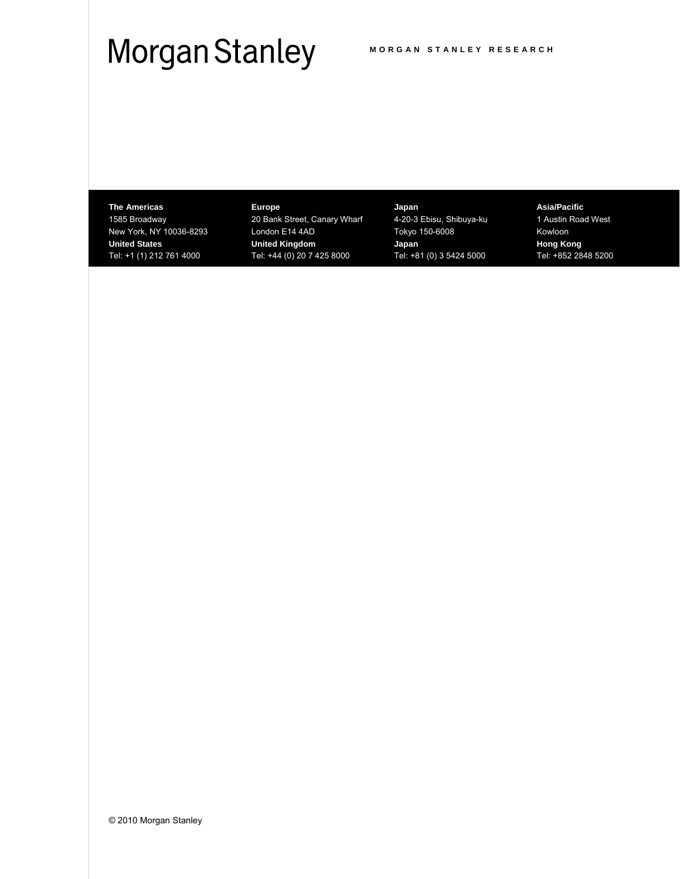Morgan Stanley

MORGAN STANLEY RESEARCH

**The Americas**
1585 Broadway
New York, NY 10036-8293
**United States**
Tel: +1 (1) 212 761 4000

**Europe**
20 Bank Street, Canary Wharf
London E14 4AD
**United Kingdom**
Tel: +44 (0) 20 7 425 8000

**Japan**
4-20-3 Ebisu, Shibuya-ku
Tokyo 150-6008
**Japan**
Tel: +81 (0) 3 5424 5000

**Asia/Pacific**
1 Austin Road West
Kowloon
**Hong Kong**
Tel: +852 2848 5200

© 2010 Morgan Stanley